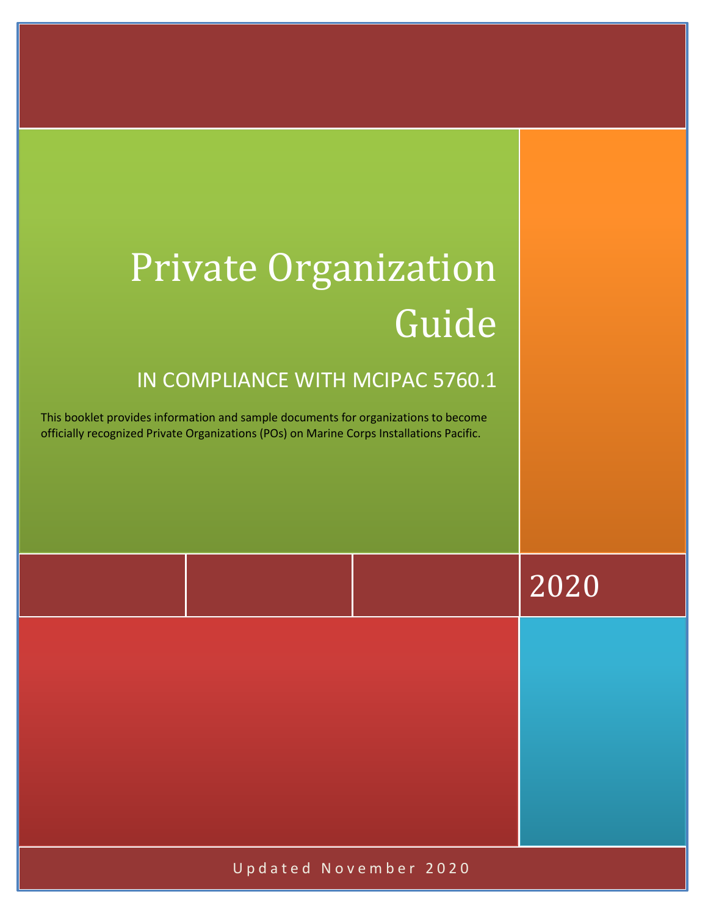# Private Organization Guide

## IN COMPLIANCE WITH MCIPAC 5760.1

This booklet provides information and sample documents for organizations to become officially recognized Private Organizations (POs) on Marine Corps Installations Pacific.

2020

Updated November 2020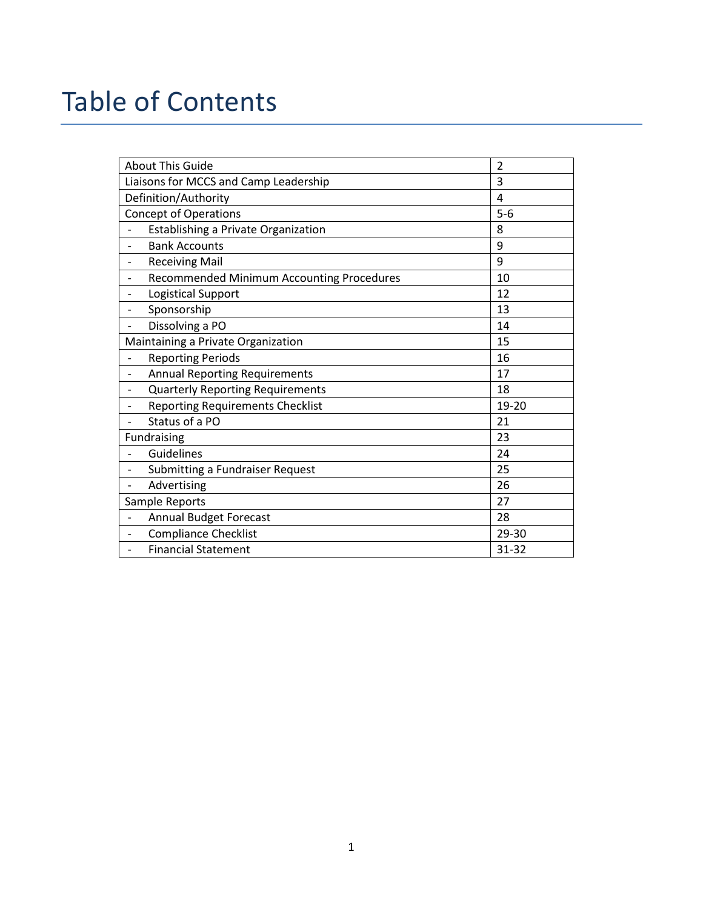# Table of Contents

| | |
|---|---|
| About This Guide | 2 |
| Liaisons for MCCS and Camp Leadership | 3 |
| Definition/Authority | 4 |
| Concept of Operations | 5-6 |
| - Establishing a Private Organization | 8 |
| - Bank Accounts | 9 |
| - Receiving Mail | 9 |
| - Recommended Minimum Accounting Procedures | 10 |
| - Logistical Support | 12 |
| - Sponsorship | 13 |
| - Dissolving a PO | 14 |
| Maintaining a Private Organization | 15 |
| - Reporting Periods | 16 |
| - Annual Reporting Requirements | 17 |
| - Quarterly Reporting Requirements | 18 |
| - Reporting Requirements Checklist | 19-20 |
| - Status of a PO | 21 |
| Fundraising | 23 |
| - Guidelines | 24 |
| - Submitting a Fundraiser Request | 25 |
| - Advertising | 26 |
| Sample Reports | 27 |
| - Annual Budget Forecast | 28 |
| - Compliance Checklist | 29-30 |
| - Financial Statement | 31-32 |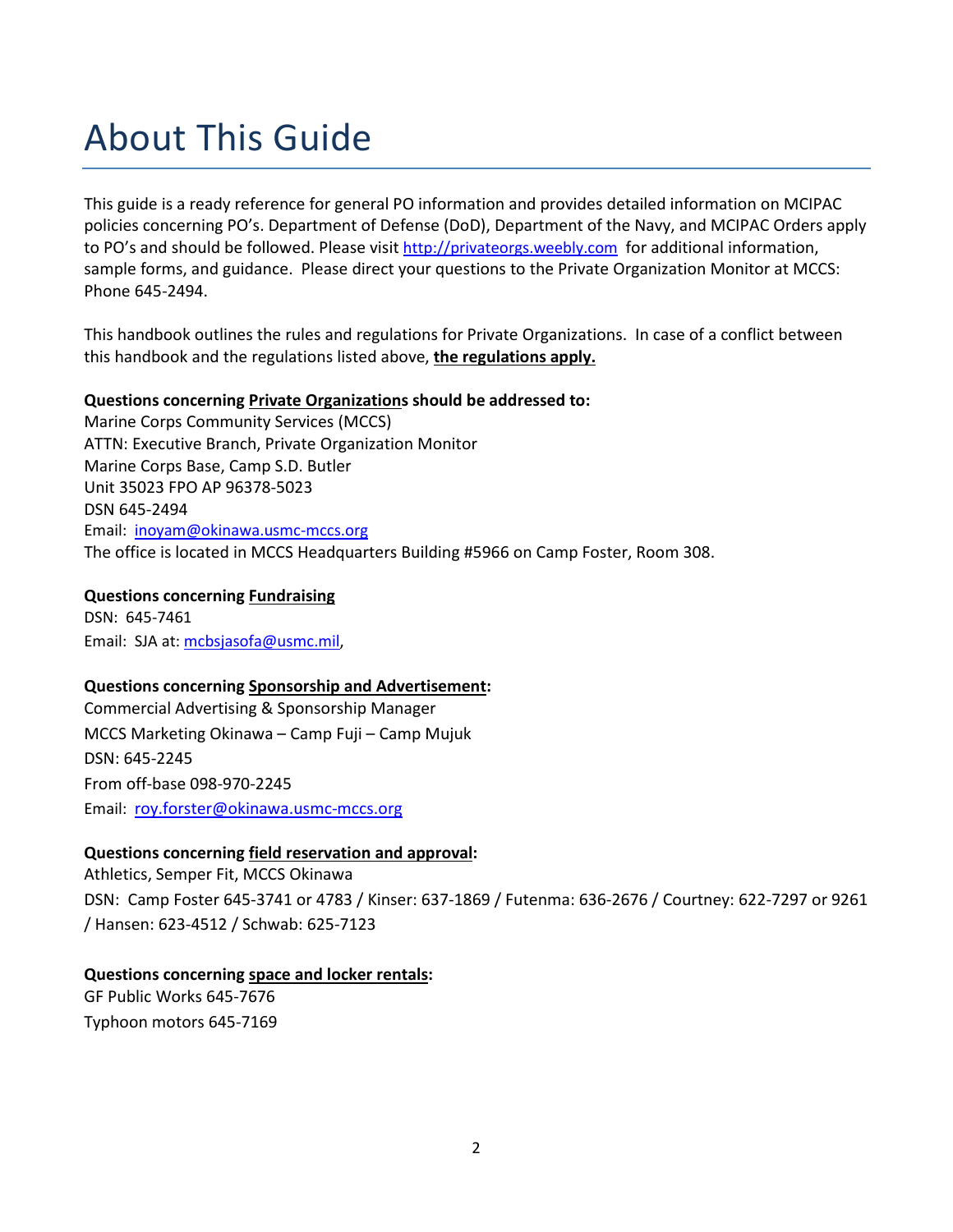# About This Guide

This guide is a ready reference for general PO information and provides detailed information on MCIPAC policies concerning PO's. Department of Defense (DoD), Department of the Navy, and MCIPAC Orders apply to PO's and should be followed. Please visit http://privateorgs.weebly.com for additional information, sample forms, and guidance. Please direct your questions to the Private Organization Monitor at MCCS: Phone 645-2494.

This handbook outlines the rules and regulations for Private Organizations. In case of a conflict between this handbook and the regulations listed above, **the regulations apply.**

**Questions concerning Private Organizations should be addressed to:**
Marine Corps Community Services (MCCS)
ATTN: Executive Branch, Private Organization Monitor
Marine Corps Base, Camp S.D. Butler
Unit 35023 FPO AP 96378-5023
DSN 645-2494
Email: inoyam@okinawa.usmc-mccs.org
The office is located in MCCS Headquarters Building #5966 on Camp Foster, Room 308.

**Questions concerning Fundraising**
DSN: 645-7461
Email: SJA at: mcbsjasofa@usmc.mil,

**Questions concerning Sponsorship and Advertisement:**
Commercial Advertising & Sponsorship Manager
MCCS Marketing Okinawa – Camp Fuji – Camp Mujuk
DSN: 645-2245
From off-base 098-970-2245
Email: roy.forster@okinawa.usmc-mccs.org

**Questions concerning field reservation and approval:**
Athletics, Semper Fit, MCCS Okinawa
DSN: Camp Foster 645-3741 or 4783 / Kinser: 637-1869 / Futenma: 636-2676 / Courtney: 622-7297 or 9261 / Hansen: 623-4512 / Schwab: 625-7123

**Questions concerning space and locker rentals:**
GF Public Works 645-7676
Typhoon motors 645-7169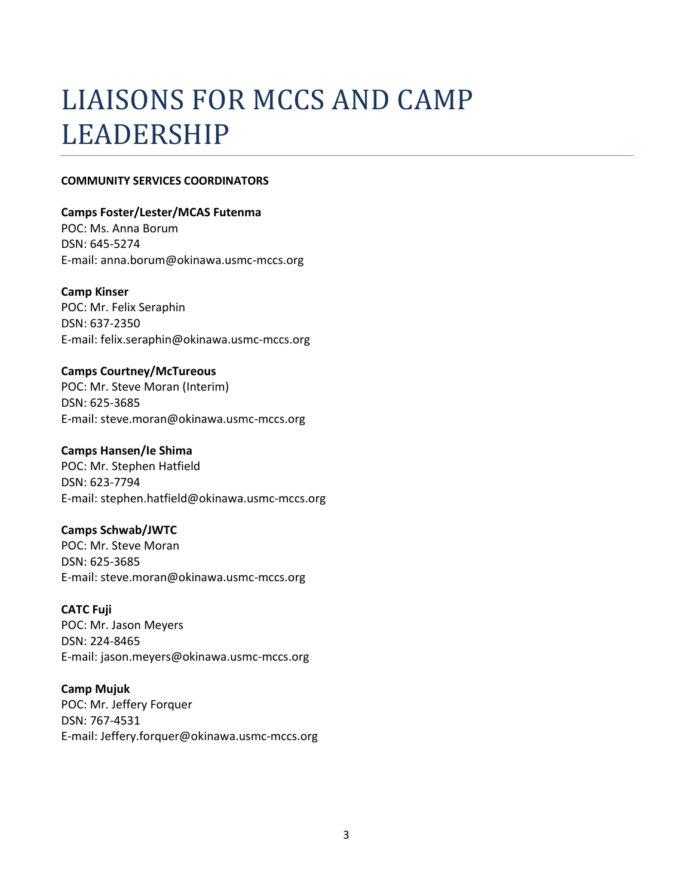# LIAISONS FOR MCCS AND CAMP LEADERSHIP

**COMMUNITY SERVICES COORDINATORS**

**Camps Foster/Lester/MCAS Futenma**
POC: Ms. Anna Borum
DSN: 645-5274
E-mail: anna.borum@okinawa.usmc-mccs.org

**Camp Kinser**
POC: Mr. Felix Seraphin
DSN: 637-2350
E-mail: felix.seraphin@okinawa.usmc-mccs.org

**Camps Courtney/McTureous**
POC: Mr. Steve Moran (Interim)
DSN: 625-3685
E-mail: steve.moran@okinawa.usmc-mccs.org

**Camps Hansen/Ie Shima**
POC: Mr. Stephen Hatfield
DSN: 623-7794
E-mail: stephen.hatfield@okinawa.usmc-mccs.org

**Camps Schwab/JWTC**
POC: Mr. Steve Moran
DSN: 625-3685
E-mail: steve.moran@okinawa.usmc-mccs.org

**CATC Fuji**
POC: Mr. Jason Meyers
DSN: 224-8465
E-mail: jason.meyers@okinawa.usmc-mccs.org

**Camp Mujuk**
POC: Mr. Jeffery Forquer
DSN: 767-4531
E-mail: Jeffery.forquer@okinawa.usmc-mccs.org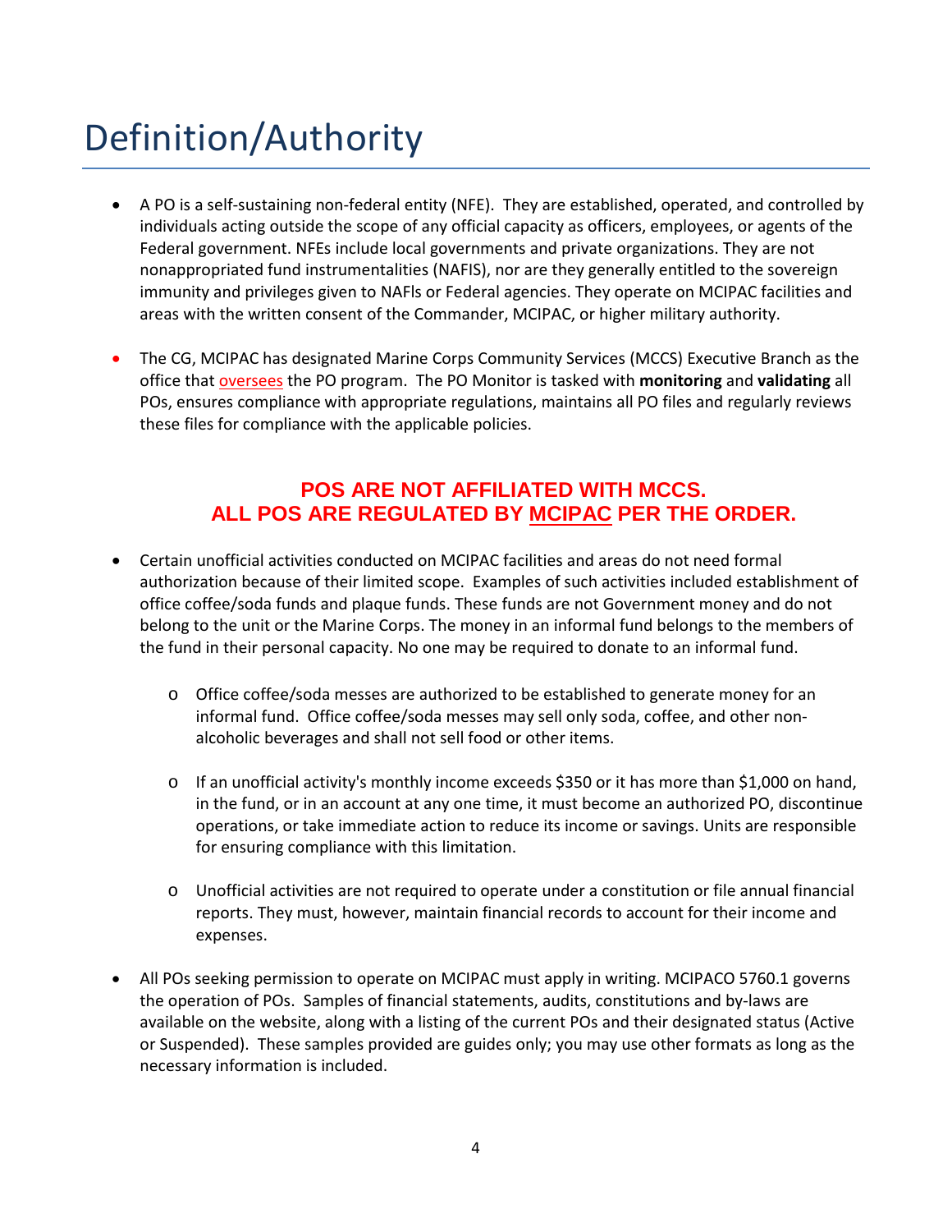# Definition/Authority

- A PO is a self-sustaining non-federal entity (NFE). They are established, operated, and controlled by individuals acting outside the scope of any official capacity as officers, employees, or agents of the Federal government. NFEs include local governments and private organizations. They are not nonappropriated fund instrumentalities (NAFIS), nor are they generally entitled to the sovereign immunity and privileges given to NAFIs or Federal agencies. They operate on MCIPAC facilities and areas with the written consent of the Commander, MCIPAC, or higher military authority.

- The CG, MCIPAC has designated Marine Corps Community Services (MCCS) Executive Branch as the office that oversees the PO program. The PO Monitor is tasked with **monitoring** and **validating** all POs, ensures compliance with appropriate regulations, maintains all PO files and regularly reviews these files for compliance with the applicable policies.

**POS ARE NOT AFFILIATED WITH MCCS.**
**ALL POS ARE REGULATED BY MCIPAC PER THE ORDER.**

- Certain unofficial activities conducted on MCIPAC facilities and areas do not need formal authorization because of their limited scope. Examples of such activities included establishment of office coffee/soda funds and plaque funds. These funds are not Government money and do not belong to the unit or the Marine Corps. The money in an informal fund belongs to the members of the fund in their personal capacity. No one may be required to donate to an informal fund.
  - Office coffee/soda messes are authorized to be established to generate money for an informal fund. Office coffee/soda messes may sell only soda, coffee, and other non-alcoholic beverages and shall not sell food or other items.
  - If an unofficial activity's monthly income exceeds $350 or it has more than $1,000 on hand, in the fund, or in an account at any one time, it must become an authorized PO, discontinue operations, or take immediate action to reduce its income or savings. Units are responsible for ensuring compliance with this limitation.
  - Unofficial activities are not required to operate under a constitution or file annual financial reports. They must, however, maintain financial records to account for their income and expenses.

- All POs seeking permission to operate on MCIPAC must apply in writing. MCIPACO 5760.1 governs the operation of POs. Samples of financial statements, audits, constitutions and by-laws are available on the website, along with a listing of the current POs and their designated status (Active or Suspended). These samples provided are guides only; you may use other formats as long as the necessary information is included.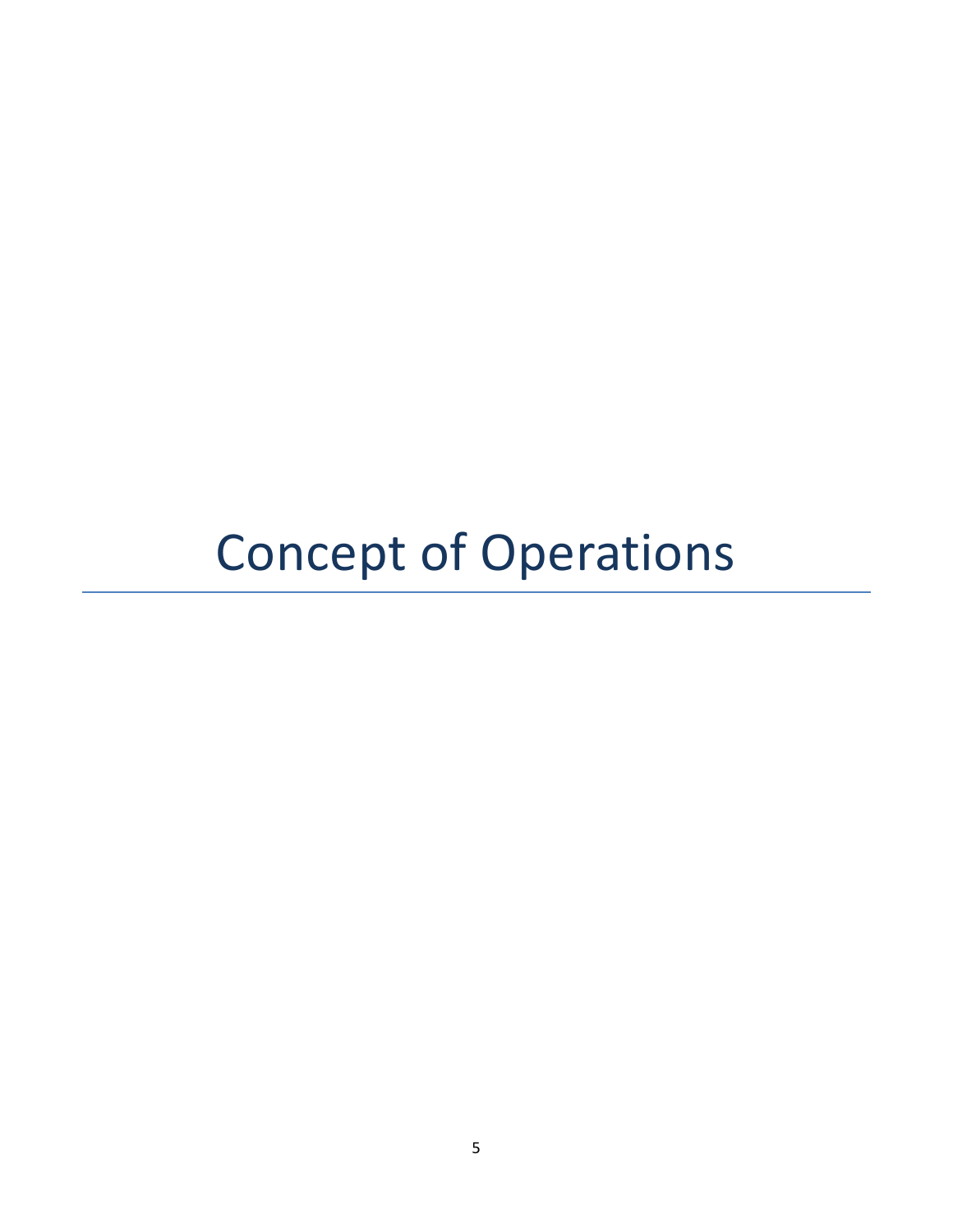# Concept of Operations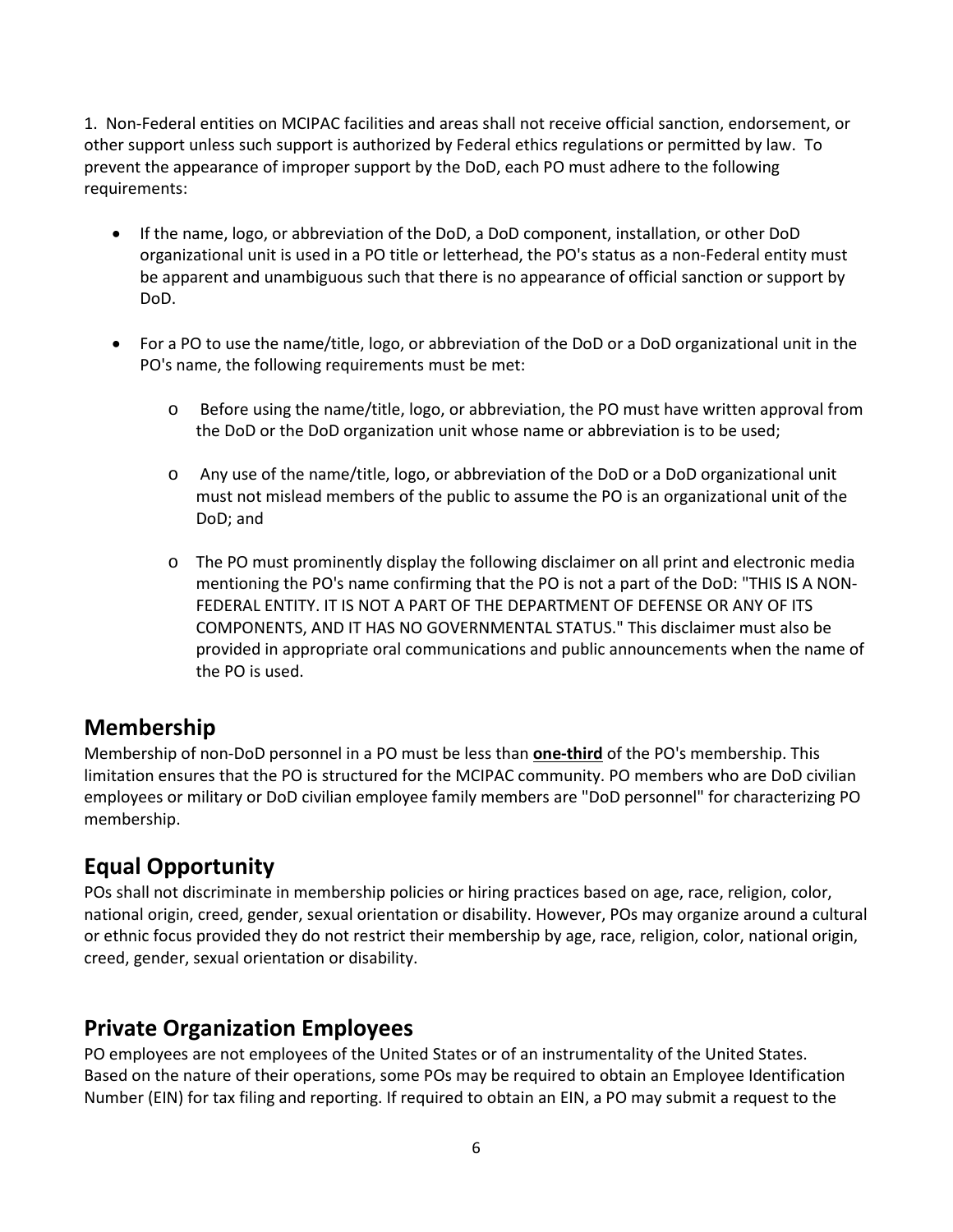1. Non-Federal entities on MCIPAC facilities and areas shall not receive official sanction, endorsement, or other support unless such support is authorized by Federal ethics regulations or permitted by law. To prevent the appearance of improper support by the DoD, each PO must adhere to the following requirements:

- If the name, logo, or abbreviation of the DoD, a DoD component, installation, or other DoD organizational unit is used in a PO title or letterhead, the PO's status as a non-Federal entity must be apparent and unambiguous such that there is no appearance of official sanction or support by DoD.
- For a PO to use the name/title, logo, or abbreviation of the DoD or a DoD organizational unit in the PO's name, the following requirements must be met:
  - Before using the name/title, logo, or abbreviation, the PO must have written approval from the DoD or the DoD organization unit whose name or abbreviation is to be used;
  - Any use of the name/title, logo, or abbreviation of the DoD or a DoD organizational unit must not mislead members of the public to assume the PO is an organizational unit of the DoD; and
  - The PO must prominently display the following disclaimer on all print and electronic media mentioning the PO's name confirming that the PO is not a part of the DoD: "THIS IS A NON-FEDERAL ENTITY. IT IS NOT A PART OF THE DEPARTMENT OF DEFENSE OR ANY OF ITS COMPONENTS, AND IT HAS NO GOVERNMENTAL STATUS." This disclaimer must also be provided in appropriate oral communications and public announcements when the name of the PO is used.

## Membership

Membership of non-DoD personnel in a PO must be less than **one-third** of the PO's membership. This limitation ensures that the PO is structured for the MCIPAC community. PO members who are DoD civilian employees or military or DoD civilian employee family members are "DoD personnel" for characterizing PO membership.

## Equal Opportunity

POs shall not discriminate in membership policies or hiring practices based on age, race, religion, color, national origin, creed, gender, sexual orientation or disability. However, POs may organize around a cultural or ethnic focus provided they do not restrict their membership by age, race, religion, color, national origin, creed, gender, sexual orientation or disability.

## Private Organization Employees

PO employees are not employees of the United States or of an instrumentality of the United States. Based on the nature of their operations, some POs may be required to obtain an Employee Identification Number (EIN) for tax filing and reporting. If required to obtain an EIN, a PO may submit a request to the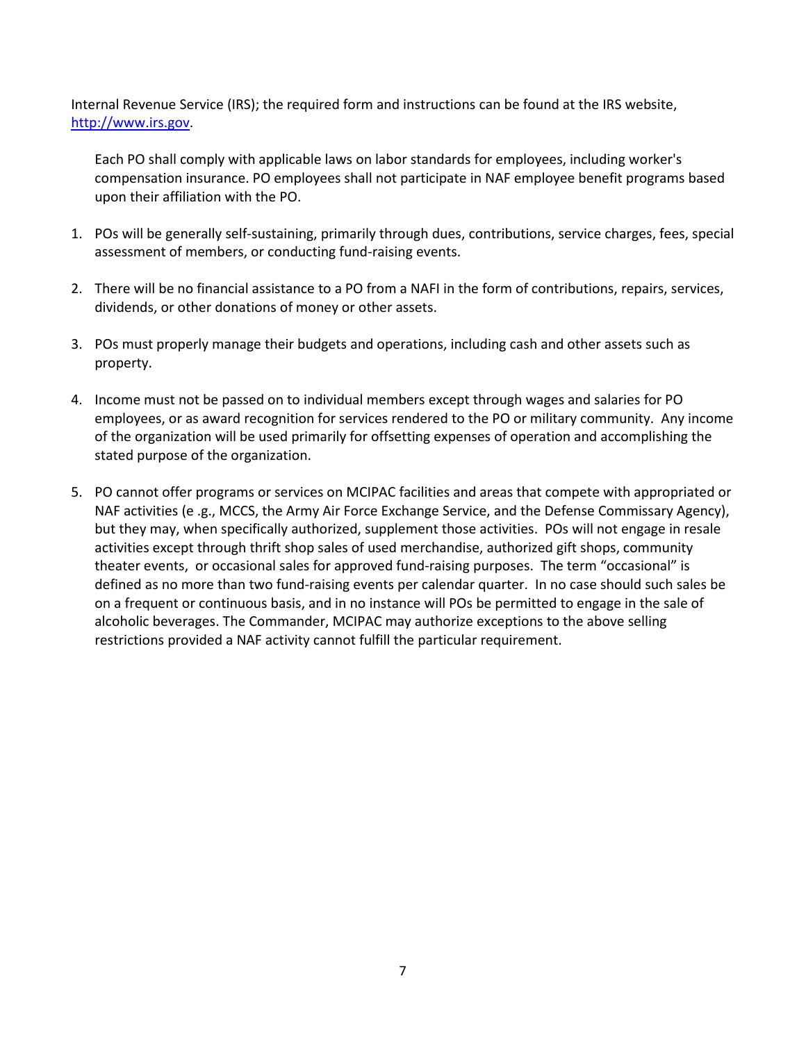Internal Revenue Service (IRS); the required form and instructions can be found at the IRS website, http://www.irs.gov.

Each PO shall comply with applicable laws on labor standards for employees, including worker's compensation insurance. PO employees shall not participate in NAF employee benefit programs based upon their affiliation with the PO.

1. POs will be generally self-sustaining, primarily through dues, contributions, service charges, fees, special assessment of members, or conducting fund-raising events.

2. There will be no financial assistance to a PO from a NAFI in the form of contributions, repairs, services, dividends, or other donations of money or other assets.

3. POs must properly manage their budgets and operations, including cash and other assets such as property.

4. Income must not be passed on to individual members except through wages and salaries for PO employees, or as award recognition for services rendered to the PO or military community. Any income of the organization will be used primarily for offsetting expenses of operation and accomplishing the stated purpose of the organization.

5. PO cannot offer programs or services on MCIPAC facilities and areas that compete with appropriated or NAF activities (e .g., MCCS, the Army Air Force Exchange Service, and the Defense Commissary Agency), but they may, when specifically authorized, supplement those activities. POs will not engage in resale activities except through thrift shop sales of used merchandise, authorized gift shops, community theater events, or occasional sales for approved fund-raising purposes. The term "occasional" is defined as no more than two fund-raising events per calendar quarter. In no case should such sales be on a frequent or continuous basis, and in no instance will POs be permitted to engage in the sale of alcoholic beverages. The Commander, MCIPAC may authorize exceptions to the above selling restrictions provided a NAF activity cannot fulfill the particular requirement.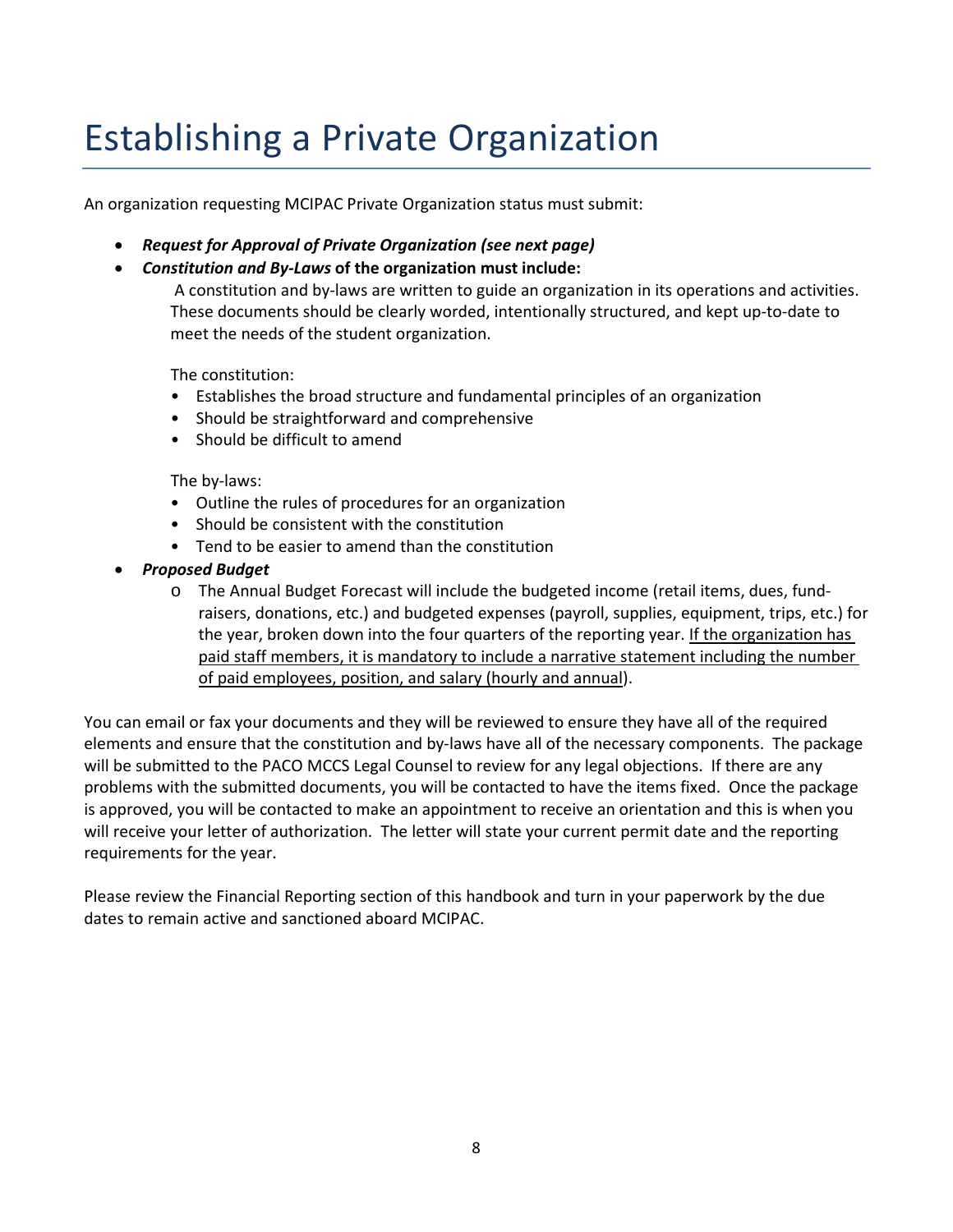# Establishing a Private Organization

An organization requesting MCIPAC Private Organization status must submit:

- ***Request for Approval of Private Organization (see next page)***
- ***Constitution and By-Laws* of the organization must include:**

  A constitution and by-laws are written to guide an organization in its operations and activities. These documents should be clearly worded, intentionally structured, and kept up-to-date to meet the needs of the student organization.

  The constitution:
  - Establishes the broad structure and fundamental principles of an organization
  - Should be straightforward and comprehensive
  - Should be difficult to amend

  The by-laws:
  - Outline the rules of procedures for an organization
  - Should be consistent with the constitution
  - Tend to be easier to amend than the constitution

- ***Proposed Budget***
  - The Annual Budget Forecast will include the budgeted income (retail items, dues, fund-raisers, donations, etc.) and budgeted expenses (payroll, supplies, equipment, trips, etc.) for the year, broken down into the four quarters of the reporting year. <u>If the organization has paid staff members, it is mandatory to include a narrative statement including the number of paid employees, position, and salary (hourly and annual</u>).

You can email or fax your documents and they will be reviewed to ensure they have all of the required elements and ensure that the constitution and by-laws have all of the necessary components. The package will be submitted to the PACO MCCS Legal Counsel to review for any legal objections. If there are any problems with the submitted documents, you will be contacted to have the items fixed. Once the package is approved, you will be contacted to make an appointment to receive an orientation and this is when you will receive your letter of authorization. The letter will state your current permit date and the reporting requirements for the year.

Please review the Financial Reporting section of this handbook and turn in your paperwork by the due dates to remain active and sanctioned aboard MCIPAC.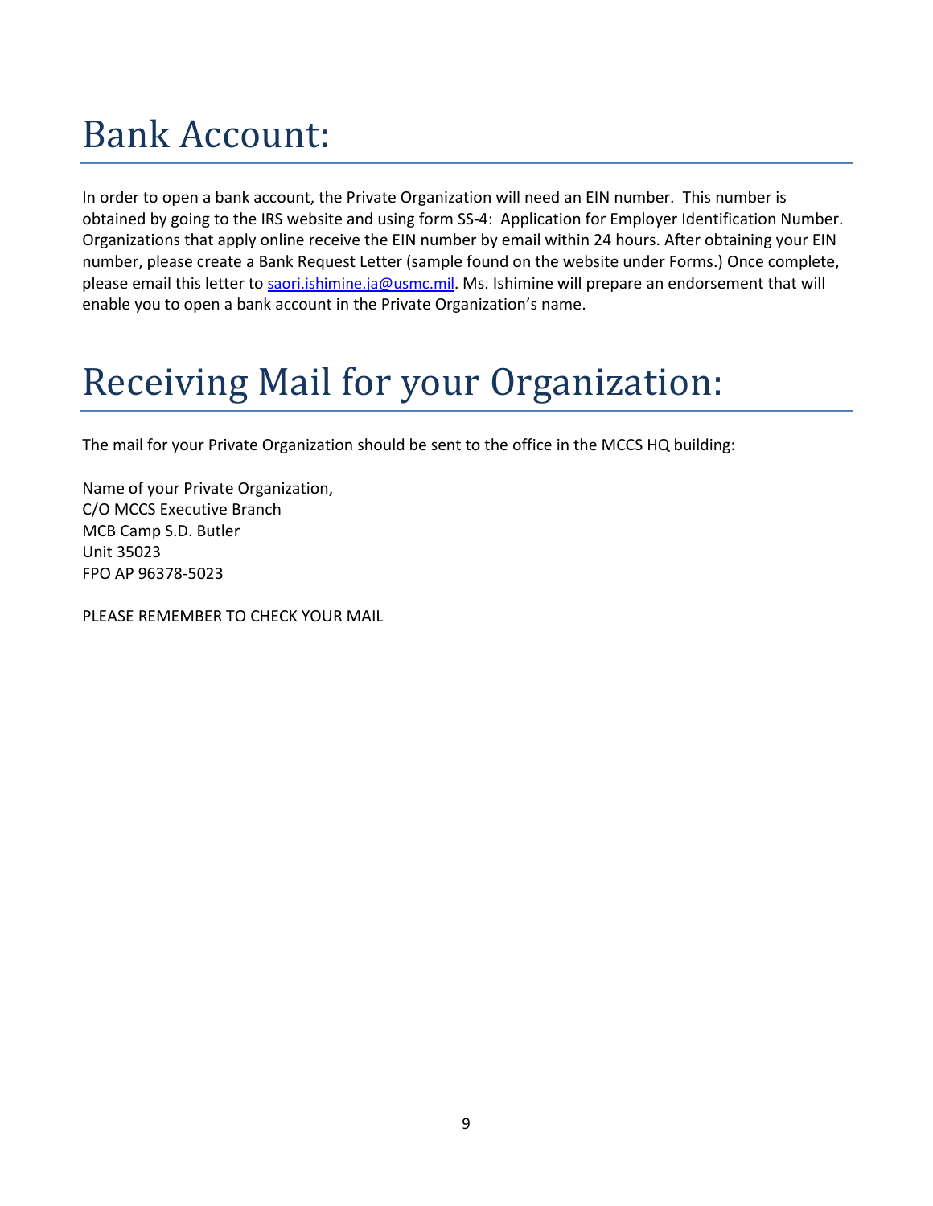# Bank Account:

In order to open a bank account, the Private Organization will need an EIN number. This number is obtained by going to the IRS website and using form SS-4: Application for Employer Identification Number. Organizations that apply online receive the EIN number by email within 24 hours. After obtaining your EIN number, please create a Bank Request Letter (sample found on the website under Forms.) Once complete, please email this letter to saori.ishimine.ja@usmc.mil. Ms. Ishimine will prepare an endorsement that will enable you to open a bank account in the Private Organization's name.

# Receiving Mail for your Organization:

The mail for your Private Organization should be sent to the office in the MCCS HQ building:

Name of your Private Organization,
C/O MCCS Executive Branch
MCB Camp S.D. Butler
Unit 35023
FPO AP 96378-5023

PLEASE REMEMBER TO CHECK YOUR MAIL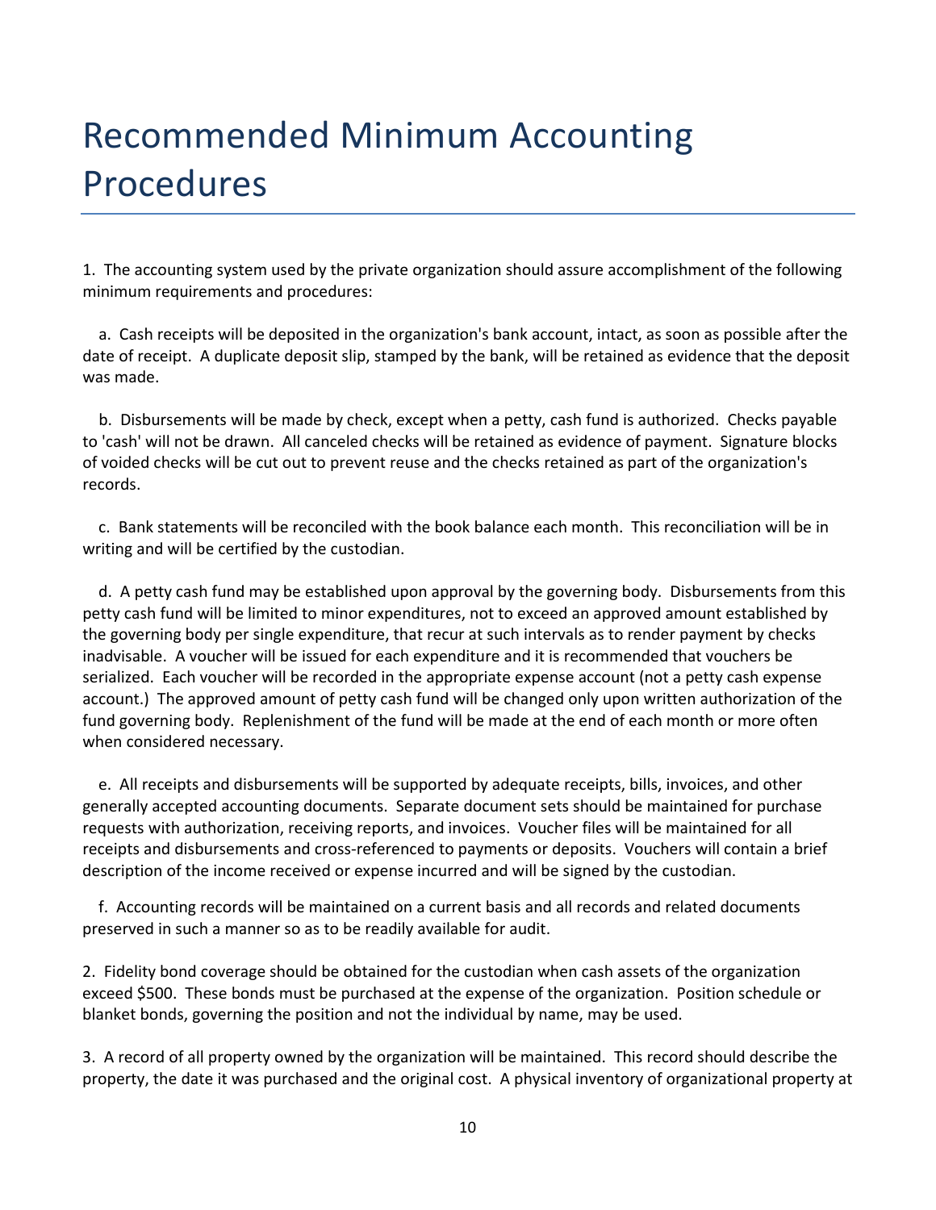# Recommended Minimum Accounting Procedures

1. The accounting system used by the private organization should assure accomplishment of the following minimum requirements and procedures:

   a. Cash receipts will be deposited in the organization's bank account, intact, as soon as possible after the date of receipt. A duplicate deposit slip, stamped by the bank, will be retained as evidence that the deposit was made.

   b. Disbursements will be made by check, except when a petty, cash fund is authorized. Checks payable to 'cash' will not be drawn. All canceled checks will be retained as evidence of payment. Signature blocks of voided checks will be cut out to prevent reuse and the checks retained as part of the organization's records.

   c. Bank statements will be reconciled with the book balance each month. This reconciliation will be in writing and will be certified by the custodian.

   d. A petty cash fund may be established upon approval by the governing body. Disbursements from this petty cash fund will be limited to minor expenditures, not to exceed an approved amount established by the governing body per single expenditure, that recur at such intervals as to render payment by checks inadvisable. A voucher will be issued for each expenditure and it is recommended that vouchers be serialized. Each voucher will be recorded in the appropriate expense account (not a petty cash expense account.) The approved amount of petty cash fund will be changed only upon written authorization of the fund governing body. Replenishment of the fund will be made at the end of each month or more often when considered necessary.

   e. All receipts and disbursements will be supported by adequate receipts, bills, invoices, and other generally accepted accounting documents. Separate document sets should be maintained for purchase requests with authorization, receiving reports, and invoices. Voucher files will be maintained for all receipts and disbursements and cross-referenced to payments or deposits. Vouchers will contain a brief description of the income received or expense incurred and will be signed by the custodian.

   f. Accounting records will be maintained on a current basis and all records and related documents preserved in such a manner so as to be readily available for audit.

2. Fidelity bond coverage should be obtained for the custodian when cash assets of the organization exceed $500. These bonds must be purchased at the expense of the organization. Position schedule or blanket bonds, governing the position and not the individual by name, may be used.

3. A record of all property owned by the organization will be maintained. This record should describe the property, the date it was purchased and the original cost. A physical inventory of organizational property at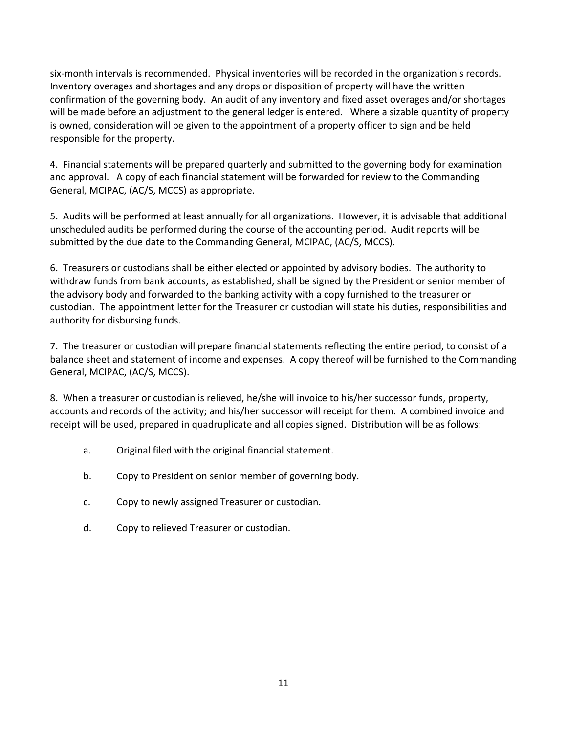six-month intervals is recommended. Physical inventories will be recorded in the organization's records. Inventory overages and shortages and any drops or disposition of property will have the written confirmation of the governing body. An audit of any inventory and fixed asset overages and/or shortages will be made before an adjustment to the general ledger is entered. Where a sizable quantity of property is owned, consideration will be given to the appointment of a property officer to sign and be held responsible for the property.

4. Financial statements will be prepared quarterly and submitted to the governing body for examination and approval. A copy of each financial statement will be forwarded for review to the Commanding General, MCIPAC, (AC/S, MCCS) as appropriate.

5. Audits will be performed at least annually for all organizations. However, it is advisable that additional unscheduled audits be performed during the course of the accounting period. Audit reports will be submitted by the due date to the Commanding General, MCIPAC, (AC/S, MCCS).

6. Treasurers or custodians shall be either elected or appointed by advisory bodies. The authority to withdraw funds from bank accounts, as established, shall be signed by the President or senior member of the advisory body and forwarded to the banking activity with a copy furnished to the treasurer or custodian. The appointment letter for the Treasurer or custodian will state his duties, responsibilities and authority for disbursing funds.

7. The treasurer or custodian will prepare financial statements reflecting the entire period, to consist of a balance sheet and statement of income and expenses. A copy thereof will be furnished to the Commanding General, MCIPAC, (AC/S, MCCS).

8. When a treasurer or custodian is relieved, he/she will invoice to his/her successor funds, property, accounts and records of the activity; and his/her successor will receipt for them. A combined invoice and receipt will be used, prepared in quadruplicate and all copies signed. Distribution will be as follows:

a. Original filed with the original financial statement.

b. Copy to President on senior member of governing body.

c. Copy to newly assigned Treasurer or custodian.

d. Copy to relieved Treasurer or custodian.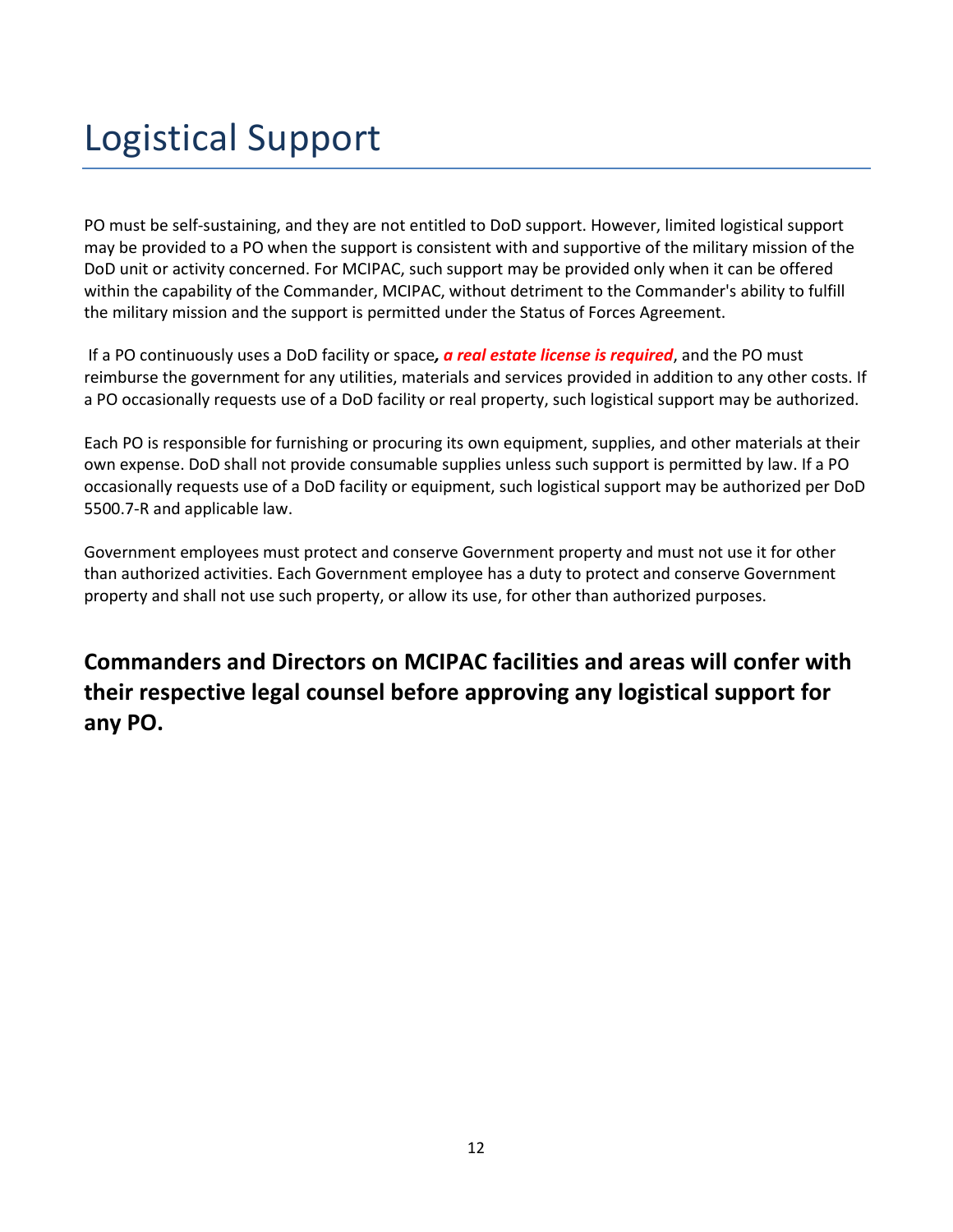# Logistical Support

PO must be self-sustaining, and they are not entitled to DoD support. However, limited logistical support may be provided to a PO when the support is consistent with and supportive of the military mission of the DoD unit or activity concerned. For MCIPAC, such support may be provided only when it can be offered within the capability of the Commander, MCIPAC, without detriment to the Commander's ability to fulfill the military mission and the support is permitted under the Status of Forces Agreement.

If a PO continuously uses a DoD facility or space***, a real estate license is required***, and the PO must reimburse the government for any utilities, materials and services provided in addition to any other costs. If a PO occasionally requests use of a DoD facility or real property, such logistical support may be authorized.

Each PO is responsible for furnishing or procuring its own equipment, supplies, and other materials at their own expense. DoD shall not provide consumable supplies unless such support is permitted by law. If a PO occasionally requests use of a DoD facility or equipment, such logistical support may be authorized per DoD 5500.7-R and applicable law.

Government employees must protect and conserve Government property and must not use it for other than authorized activities. Each Government employee has a duty to protect and conserve Government property and shall not use such property, or allow its use, for other than authorized purposes.

**Commanders and Directors on MCIPAC facilities and areas will confer with their respective legal counsel before approving any logistical support for any PO.**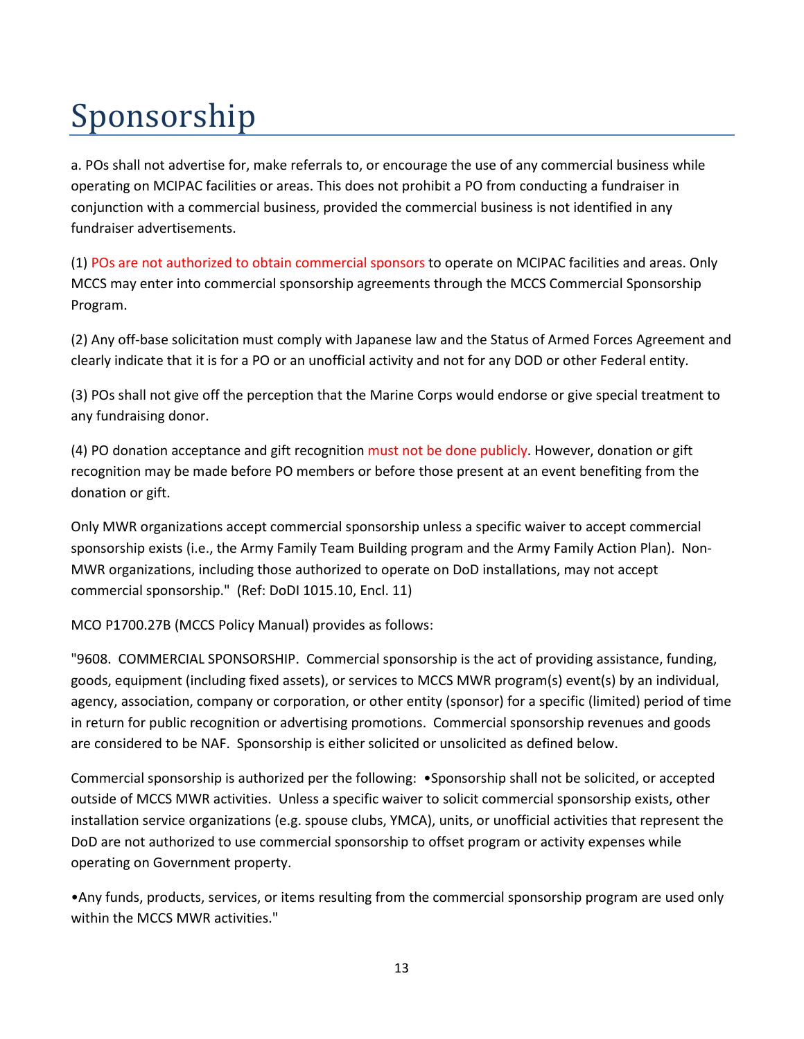# Sponsorship

a. POs shall not advertise for, make referrals to, or encourage the use of any commercial business while operating on MCIPAC facilities or areas. This does not prohibit a PO from conducting a fundraiser in conjunction with a commercial business, provided the commercial business is not identified in any fundraiser advertisements.

(1) POs are not authorized to obtain commercial sponsors to operate on MCIPAC facilities and areas. Only MCCS may enter into commercial sponsorship agreements through the MCCS Commercial Sponsorship Program.

(2) Any off-base solicitation must comply with Japanese law and the Status of Armed Forces Agreement and clearly indicate that it is for a PO or an unofficial activity and not for any DOD or other Federal entity.

(3) POs shall not give off the perception that the Marine Corps would endorse or give special treatment to any fundraising donor.

(4) PO donation acceptance and gift recognition must not be done publicly. However, donation or gift recognition may be made before PO members or before those present at an event benefiting from the donation or gift.

Only MWR organizations accept commercial sponsorship unless a specific waiver to accept commercial sponsorship exists (i.e., the Army Family Team Building program and the Army Family Action Plan). Non-MWR organizations, including those authorized to operate on DoD installations, may not accept commercial sponsorship." (Ref: DoDI 1015.10, Encl. 11)

MCO P1700.27B (MCCS Policy Manual) provides as follows:

"9608. COMMERCIAL SPONSORSHIP. Commercial sponsorship is the act of providing assistance, funding, goods, equipment (including fixed assets), or services to MCCS MWR program(s) event(s) by an individual, agency, association, company or corporation, or other entity (sponsor) for a specific (limited) period of time in return for public recognition or advertising promotions. Commercial sponsorship revenues and goods are considered to be NAF. Sponsorship is either solicited or unsolicited as defined below.

Commercial sponsorship is authorized per the following: •Sponsorship shall not be solicited, or accepted outside of MCCS MWR activities. Unless a specific waiver to solicit commercial sponsorship exists, other installation service organizations (e.g. spouse clubs, YMCA), units, or unofficial activities that represent the DoD are not authorized to use commercial sponsorship to offset program or activity expenses while operating on Government property.

•Any funds, products, services, or items resulting from the commercial sponsorship program are used only within the MCCS MWR activities."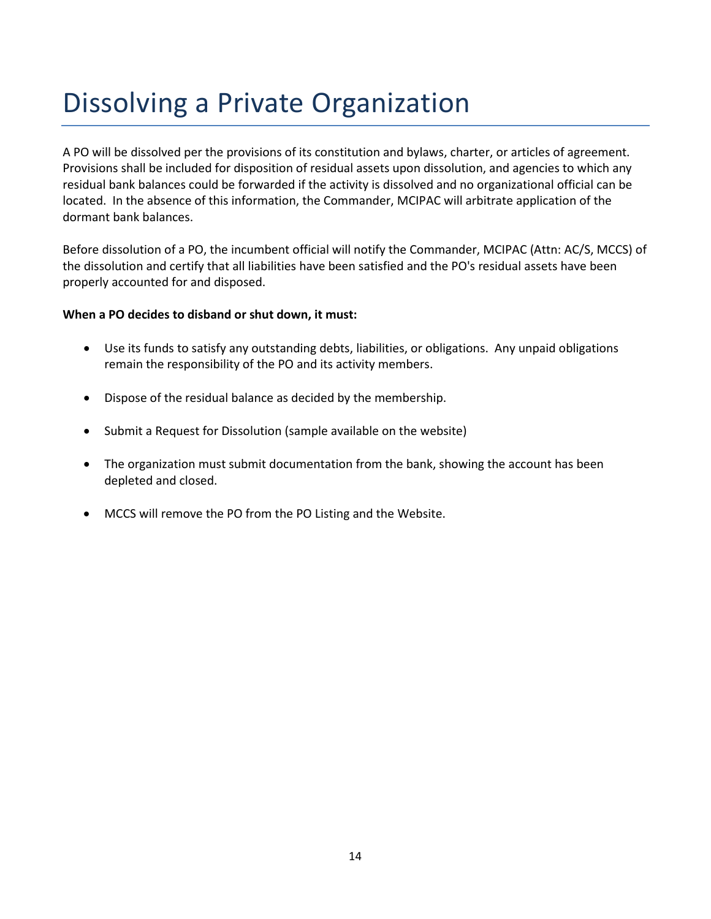# Dissolving a Private Organization

A PO will be dissolved per the provisions of its constitution and bylaws, charter, or articles of agreement. Provisions shall be included for disposition of residual assets upon dissolution, and agencies to which any residual bank balances could be forwarded if the activity is dissolved and no organizational official can be located. In the absence of this information, the Commander, MCIPAC will arbitrate application of the dormant bank balances.

Before dissolution of a PO, the incumbent official will notify the Commander, MCIPAC (Attn: AC/S, MCCS) of the dissolution and certify that all liabilities have been satisfied and the PO's residual assets have been properly accounted for and disposed.

**When a PO decides to disband or shut down, it must:**

- Use its funds to satisfy any outstanding debts, liabilities, or obligations. Any unpaid obligations remain the responsibility of the PO and its activity members.
- Dispose of the residual balance as decided by the membership.
- Submit a Request for Dissolution (sample available on the website)
- The organization must submit documentation from the bank, showing the account has been depleted and closed.
- MCCS will remove the PO from the PO Listing and the Website.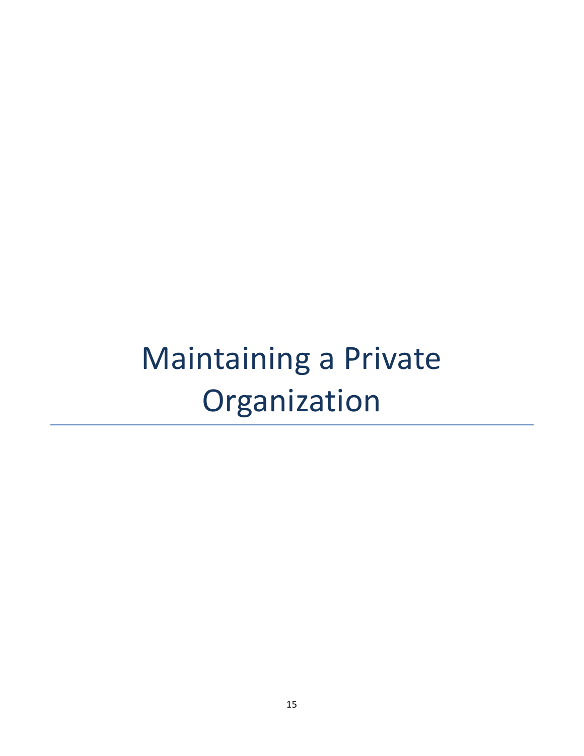# Maintaining a Private Organization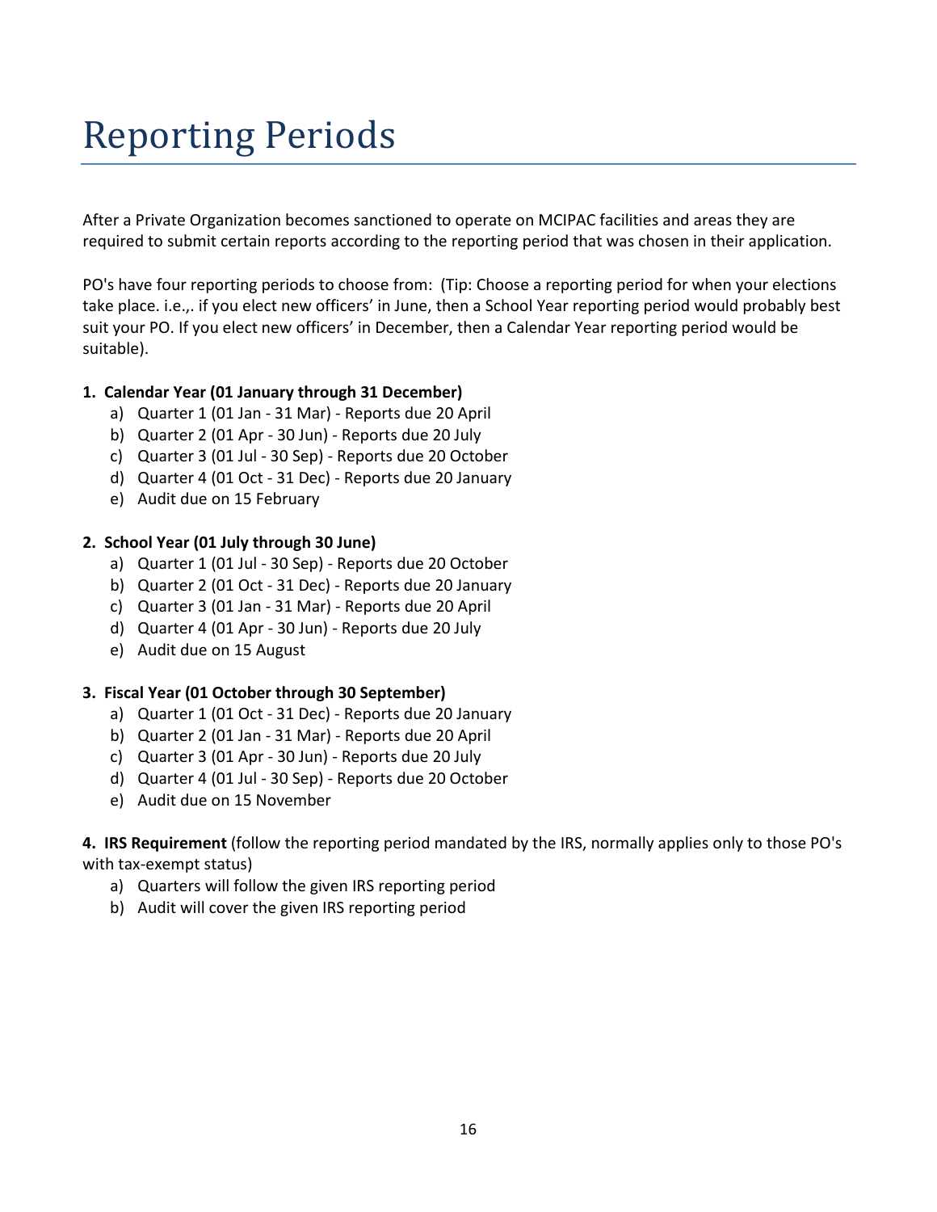# Reporting Periods

After a Private Organization becomes sanctioned to operate on MCIPAC facilities and areas they are required to submit certain reports according to the reporting period that was chosen in their application.

PO's have four reporting periods to choose from: (Tip: Choose a reporting period for when your elections take place. i.e.,. if you elect new officers' in June, then a School Year reporting period would probably best suit your PO. If you elect new officers' in December, then a Calendar Year reporting period would be suitable).

**1. Calendar Year (01 January through 31 December)**

a) Quarter 1 (01 Jan - 31 Mar) - Reports due 20 April
b) Quarter 2 (01 Apr - 30 Jun) - Reports due 20 July
c) Quarter 3 (01 Jul - 30 Sep) - Reports due 20 October
d) Quarter 4 (01 Oct - 31 Dec) - Reports due 20 January
e) Audit due on 15 February

**2. School Year (01 July through 30 June)**

a) Quarter 1 (01 Jul - 30 Sep) - Reports due 20 October
b) Quarter 2 (01 Oct - 31 Dec) - Reports due 20 January
c) Quarter 3 (01 Jan - 31 Mar) - Reports due 20 April
d) Quarter 4 (01 Apr - 30 Jun) - Reports due 20 July
e) Audit due on 15 August

**3. Fiscal Year (01 October through 30 September)**

a) Quarter 1 (01 Oct - 31 Dec) - Reports due 20 January
b) Quarter 2 (01 Jan - 31 Mar) - Reports due 20 April
c) Quarter 3 (01 Apr - 30 Jun) - Reports due 20 July
d) Quarter 4 (01 Jul - 30 Sep) - Reports due 20 October
e) Audit due on 15 November

**4. IRS Requirement** (follow the reporting period mandated by the IRS, normally applies only to those PO's with tax-exempt status)

a) Quarters will follow the given IRS reporting period
b) Audit will cover the given IRS reporting period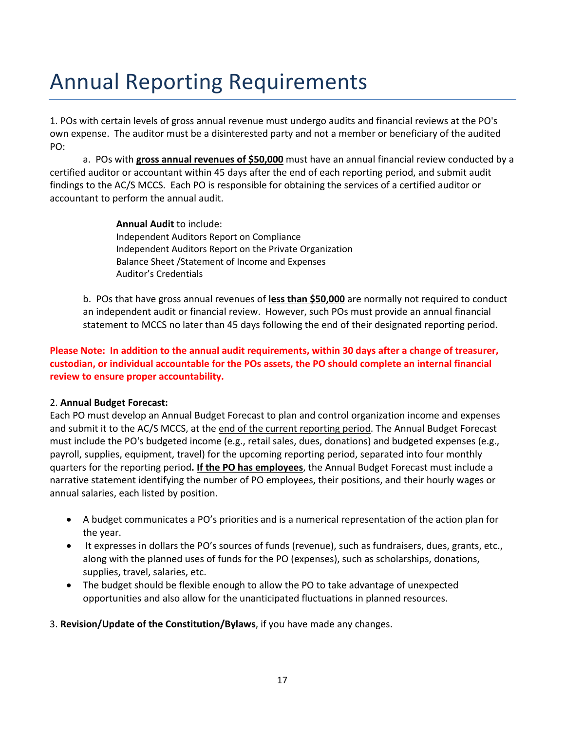# Annual Reporting Requirements

1. POs with certain levels of gross annual revenue must undergo audits and financial reviews at the PO's own expense. The auditor must be a disinterested party and not a member or beneficiary of the audited PO:

a. POs with **gross annual revenues of $50,000** must have an annual financial review conducted by a certified auditor or accountant within 45 days after the end of each reporting period, and submit audit findings to the AC/S MCCS. Each PO is responsible for obtaining the services of a certified auditor or accountant to perform the annual audit.

> **Annual Audit** to include:
> Independent Auditors Report on Compliance
> Independent Auditors Report on the Private Organization
> Balance Sheet /Statement of Income and Expenses
> Auditor's Credentials

b. POs that have gross annual revenues of **less than $50,000** are normally not required to conduct an independent audit or financial review. However, such POs must provide an annual financial statement to MCCS no later than 45 days following the end of their designated reporting period.

**Please Note: In addition to the annual audit requirements, within 30 days after a change of treasurer, custodian, or individual accountable for the POs assets, the PO should complete an internal financial review to ensure proper accountability.**

2. **Annual Budget Forecast:**
Each PO must develop an Annual Budget Forecast to plan and control organization income and expenses and submit it to the AC/S MCCS, at the end of the current reporting period. The Annual Budget Forecast must include the PO's budgeted income (e.g., retail sales, dues, donations) and budgeted expenses (e.g., payroll, supplies, equipment, travel) for the upcoming reporting period, separated into four monthly quarters for the reporting period**. If the PO has employees**, the Annual Budget Forecast must include a narrative statement identifying the number of PO employees, their positions, and their hourly wages or annual salaries, each listed by position.

- A budget communicates a PO's priorities and is a numerical representation of the action plan for the year.
- It expresses in dollars the PO's sources of funds (revenue), such as fundraisers, dues, grants, etc., along with the planned uses of funds for the PO (expenses), such as scholarships, donations, supplies, travel, salaries, etc.
- The budget should be flexible enough to allow the PO to take advantage of unexpected opportunities and also allow for the unanticipated fluctuations in planned resources.

3. **Revision/Update of the Constitution/Bylaws**, if you have made any changes.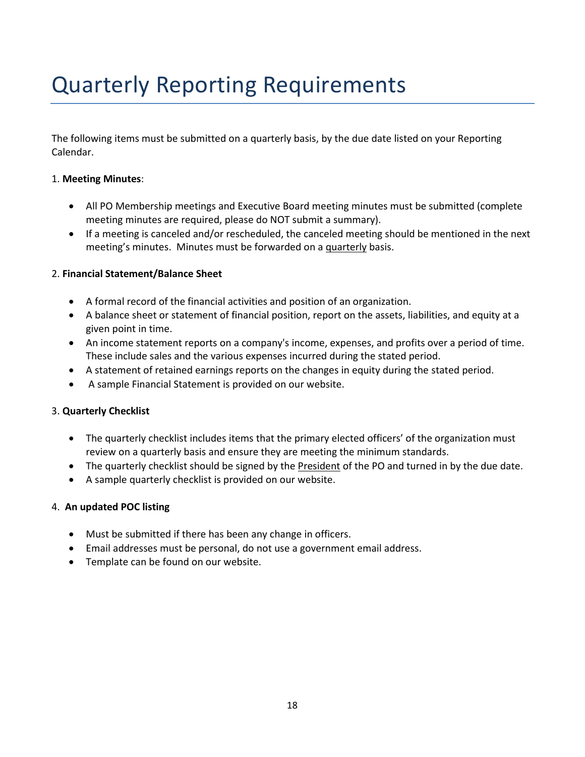# Quarterly Reporting Requirements

The following items must be submitted on a quarterly basis, by the due date listed on your Reporting Calendar.

1. **Meeting Minutes**:

- All PO Membership meetings and Executive Board meeting minutes must be submitted (complete meeting minutes are required, please do NOT submit a summary).
- If a meeting is canceled and/or rescheduled, the canceled meeting should be mentioned in the next meeting's minutes. Minutes must be forwarded on a <u>quarterly</u> basis.

2. **Financial Statement/Balance Sheet**

- A formal record of the financial activities and position of an organization.
- A balance sheet or statement of financial position, report on the assets, liabilities, and equity at a given point in time.
- An income statement reports on a company's income, expenses, and profits over a period of time. These include sales and the various expenses incurred during the stated period.
- A statement of retained earnings reports on the changes in equity during the stated period.
- A sample Financial Statement is provided on our website.

3. **Quarterly Checklist**

- The quarterly checklist includes items that the primary elected officers' of the organization must review on a quarterly basis and ensure they are meeting the minimum standards.
- The quarterly checklist should be signed by the <u>President</u> of the PO and turned in by the due date.
- A sample quarterly checklist is provided on our website.

4. **An updated POC listing**

- Must be submitted if there has been any change in officers.
- Email addresses must be personal, do not use a government email address.
- Template can be found on our website.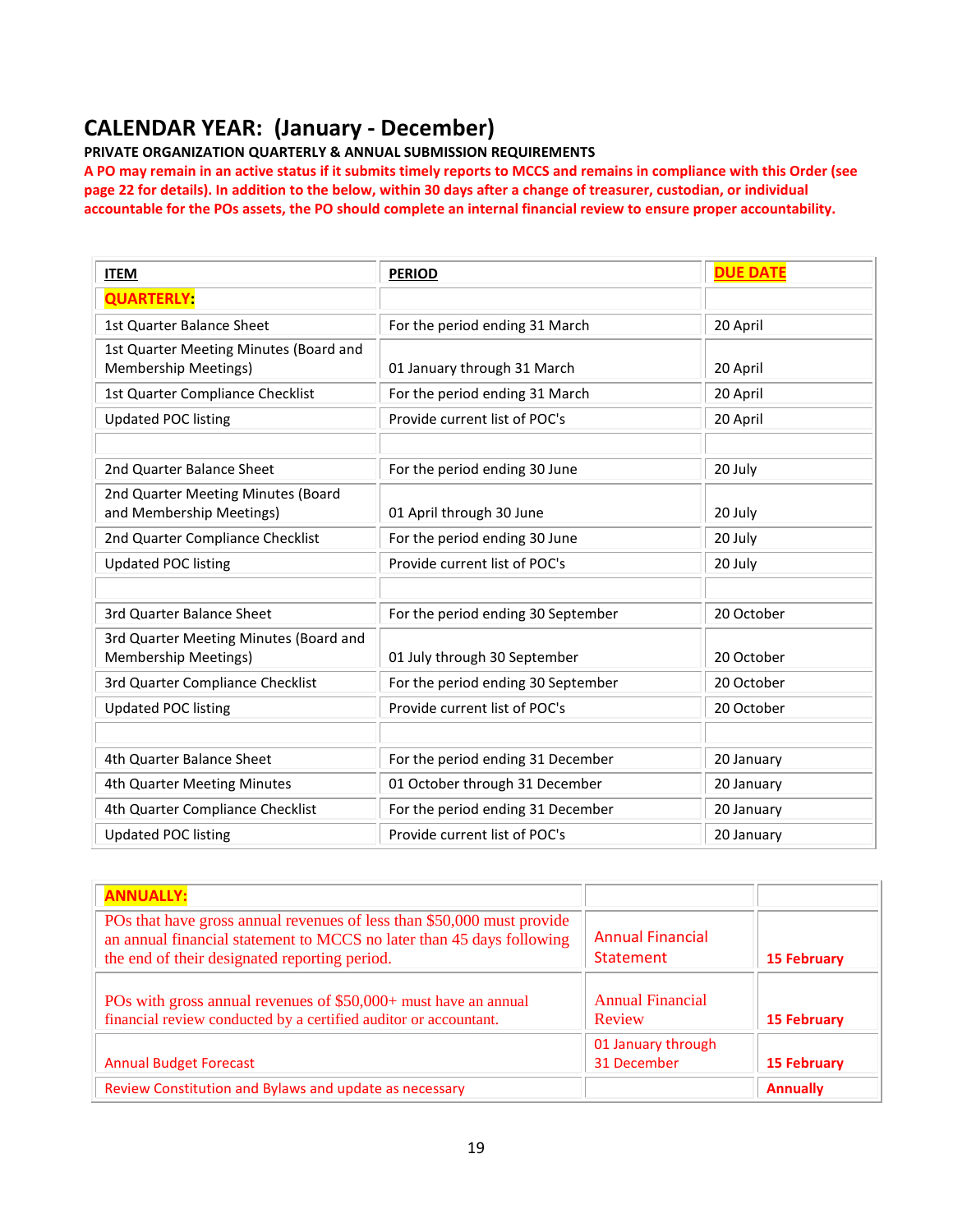# CALENDAR YEAR: (January - December)

**PRIVATE ORGANIZATION QUARTERLY & ANNUAL SUBMISSION REQUIREMENTS**

**A PO may remain in an active status if it submits timely reports to MCCS and remains in compliance with this Order (see page 22 for details). In addition to the below, within 30 days after a change of treasurer, custodian, or individual accountable for the POs assets, the PO should complete an internal financial review to ensure proper accountability.**

| ITEM | PERIOD | DUE DATE |
|---|---|---|
| **QUARTERLY:** | | |
| 1st Quarter Balance Sheet | For the period ending 31 March | 20 April |
| 1st Quarter Meeting Minutes (Board and Membership Meetings) | 01 January through 31 March | 20 April |
| 1st Quarter Compliance Checklist | For the period ending 31 March | 20 April |
| Updated POC listing | Provide current list of POC's | 20 April |
| | | |
| 2nd Quarter Balance Sheet | For the period ending 30 June | 20 July |
| 2nd Quarter Meeting Minutes (Board and Membership Meetings) | 01 April through 30 June | 20 July |
| 2nd Quarter Compliance Checklist | For the period ending 30 June | 20 July |
| Updated POC listing | Provide current list of POC's | 20 July |
| | | |
| 3rd Quarter Balance Sheet | For the period ending 30 September | 20 October |
| 3rd Quarter Meeting Minutes (Board and Membership Meetings) | 01 July through 30 September | 20 October |
| 3rd Quarter Compliance Checklist | For the period ending 30 September | 20 October |
| Updated POC listing | Provide current list of POC's | 20 October |
| | | |
| 4th Quarter Balance Sheet | For the period ending 31 December | 20 January |
| 4th Quarter Meeting Minutes | 01 October through 31 December | 20 January |
| 4th Quarter Compliance Checklist | For the period ending 31 December | 20 January |
| Updated POC listing | Provide current list of POC's | 20 January |

| **ANNUALLY:** | | |
|---|---|---|
| POs that have gross annual revenues of less than $50,000 must provide an annual financial statement to MCCS no later than 45 days following the end of their designated reporting period. | Annual Financial Statement | **15 February** |
| POs with gross annual revenues of $50,000+ must have an annual financial review conducted by a certified auditor or accountant. | Annual Financial Review | **15 February** |
| Annual Budget Forecast | 01 January through 31 December | **15 February** |
| Review Constitution and Bylaws and update as necessary | | **Annually** |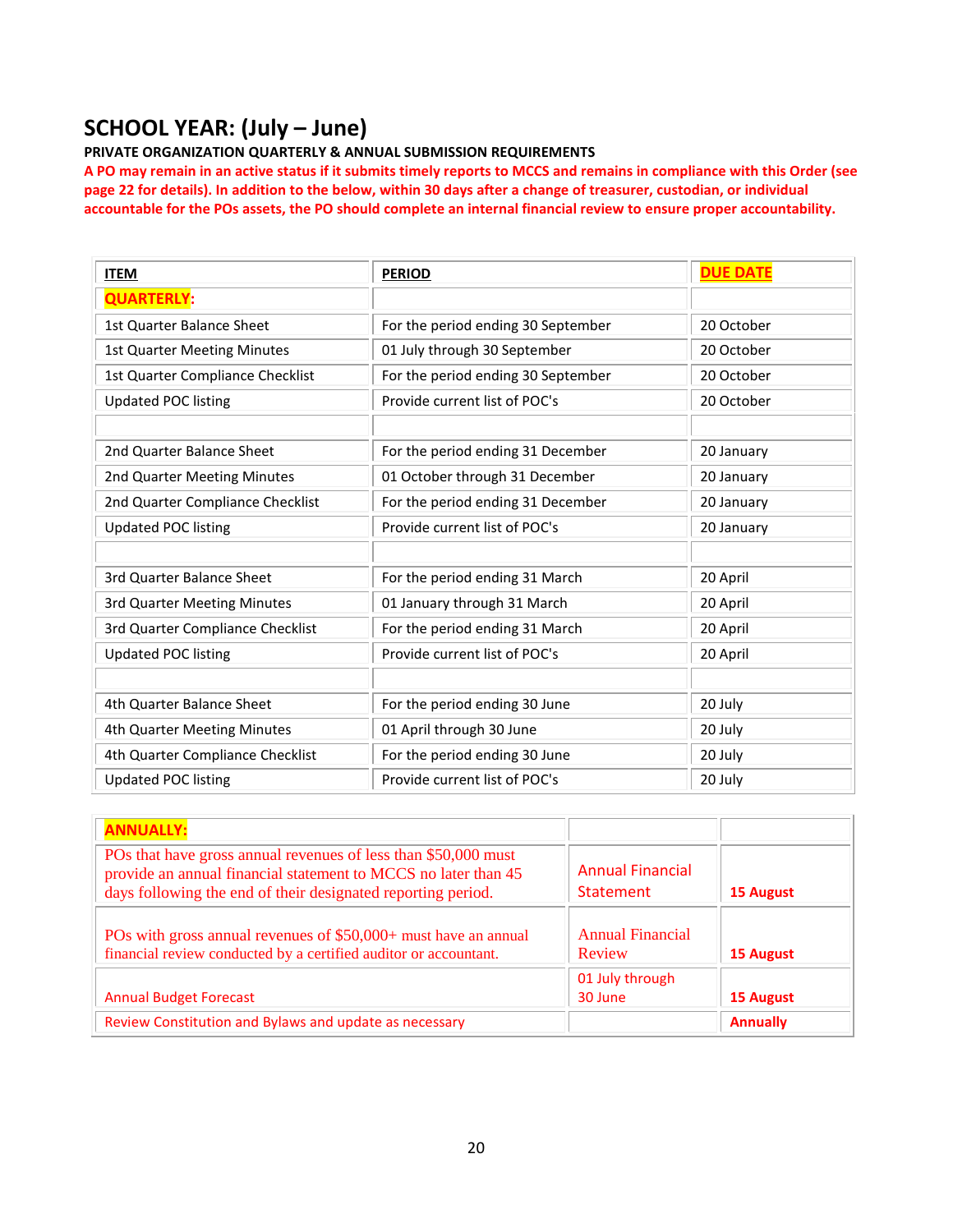## SCHOOL YEAR: (July – June)

**PRIVATE ORGANIZATION QUARTERLY & ANNUAL SUBMISSION REQUIREMENTS**

**A PO may remain in an active status if it submits timely reports to MCCS and remains in compliance with this Order (see page 22 for details). In addition to the below, within 30 days after a change of treasurer, custodian, or individual accountable for the POs assets, the PO should complete an internal financial review to ensure proper accountability.**

| ITEM | PERIOD | DUE DATE |
|---|---|---|
| **QUARTERLY**: | | |
| 1st Quarter Balance Sheet | For the period ending 30 September | 20 October |
| 1st Quarter Meeting Minutes | 01 July through 30 September | 20 October |
| 1st Quarter Compliance Checklist | For the period ending 30 September | 20 October |
| Updated POC listing | Provide current list of POC's | 20 October |
| | | |
| 2nd Quarter Balance Sheet | For the period ending 31 December | 20 January |
| 2nd Quarter Meeting Minutes | 01 October through 31 December | 20 January |
| 2nd Quarter Compliance Checklist | For the period ending 31 December | 20 January |
| Updated POC listing | Provide current list of POC's | 20 January |
| | | |
| 3rd Quarter Balance Sheet | For the period ending 31 March | 20 April |
| 3rd Quarter Meeting Minutes | 01 January through 31 March | 20 April |
| 3rd Quarter Compliance Checklist | For the period ending 31 March | 20 April |
| Updated POC listing | Provide current list of POC's | 20 April |
| | | |
| 4th Quarter Balance Sheet | For the period ending 30 June | 20 July |
| 4th Quarter Meeting Minutes | 01 April through 30 June | 20 July |
| 4th Quarter Compliance Checklist | For the period ending 30 June | 20 July |
| Updated POC listing | Provide current list of POC's | 20 July |

| ANNUALLY: | | |
|---|---|---|
| POs that have gross annual revenues of less than $50,000 must provide an annual financial statement to MCCS no later than 45 days following the end of their designated reporting period. | Annual Financial Statement | **15 August** |
| POs with gross annual revenues of $50,000+ must have an annual financial review conducted by a certified auditor or accountant. | Annual Financial Review | **15 August** |
| Annual Budget Forecast | 01 July through 30 June | **15 August** |
| Review Constitution and Bylaws and update as necessary | | **Annually** |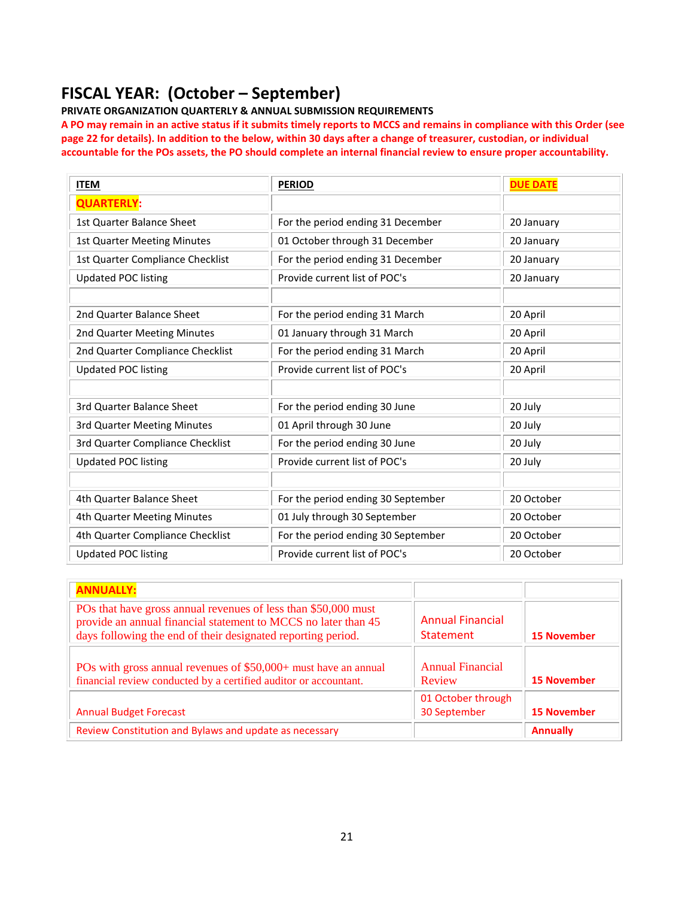## FISCAL YEAR: (October – September)

**PRIVATE ORGANIZATION QUARTERLY & ANNUAL SUBMISSION REQUIREMENTS**

**A PO may remain in an active status if it submits timely reports to MCCS and remains in compliance with this Order (see page 22 for details). In addition to the below, within 30 days after a change of treasurer, custodian, or individual accountable for the POs assets, the PO should complete an internal financial review to ensure proper accountability.**

| ITEM | PERIOD | DUE DATE |
|---|---|---|
| **QUARTERLY:** | | |
| 1st Quarter Balance Sheet | For the period ending 31 December | 20 January |
| 1st Quarter Meeting Minutes | 01 October through 31 December | 20 January |
| 1st Quarter Compliance Checklist | For the period ending 31 December | 20 January |
| Updated POC listing | Provide current list of POC's | 20 January |
| | | |
| 2nd Quarter Balance Sheet | For the period ending 31 March | 20 April |
| 2nd Quarter Meeting Minutes | 01 January through 31 March | 20 April |
| 2nd Quarter Compliance Checklist | For the period ending 31 March | 20 April |
| Updated POC listing | Provide current list of POC's | 20 April |
| | | |
| 3rd Quarter Balance Sheet | For the period ending 30 June | 20 July |
| 3rd Quarter Meeting Minutes | 01 April through 30 June | 20 July |
| 3rd Quarter Compliance Checklist | For the period ending 30 June | 20 July |
| Updated POC listing | Provide current list of POC's | 20 July |
| | | |
| 4th Quarter Balance Sheet | For the period ending 30 September | 20 October |
| 4th Quarter Meeting Minutes | 01 July through 30 September | 20 October |
| 4th Quarter Compliance Checklist | For the period ending 30 September | 20 October |
| Updated POC listing | Provide current list of POC's | 20 October |

| **ANNUALLY:** | | |
|---|---|---|
| POs that have gross annual revenues of less than $50,000 must provide an annual financial statement to MCCS no later than 45 days following the end of their designated reporting period. | Annual Financial Statement | **15 November** |
| POs with gross annual revenues of $50,000+ must have an annual financial review conducted by a certified auditor or accountant. | Annual Financial Review | **15 November** |
| Annual Budget Forecast | 01 October through 30 September | **15 November** |
| Review Constitution and Bylaws and update as necessary | | **Annually** |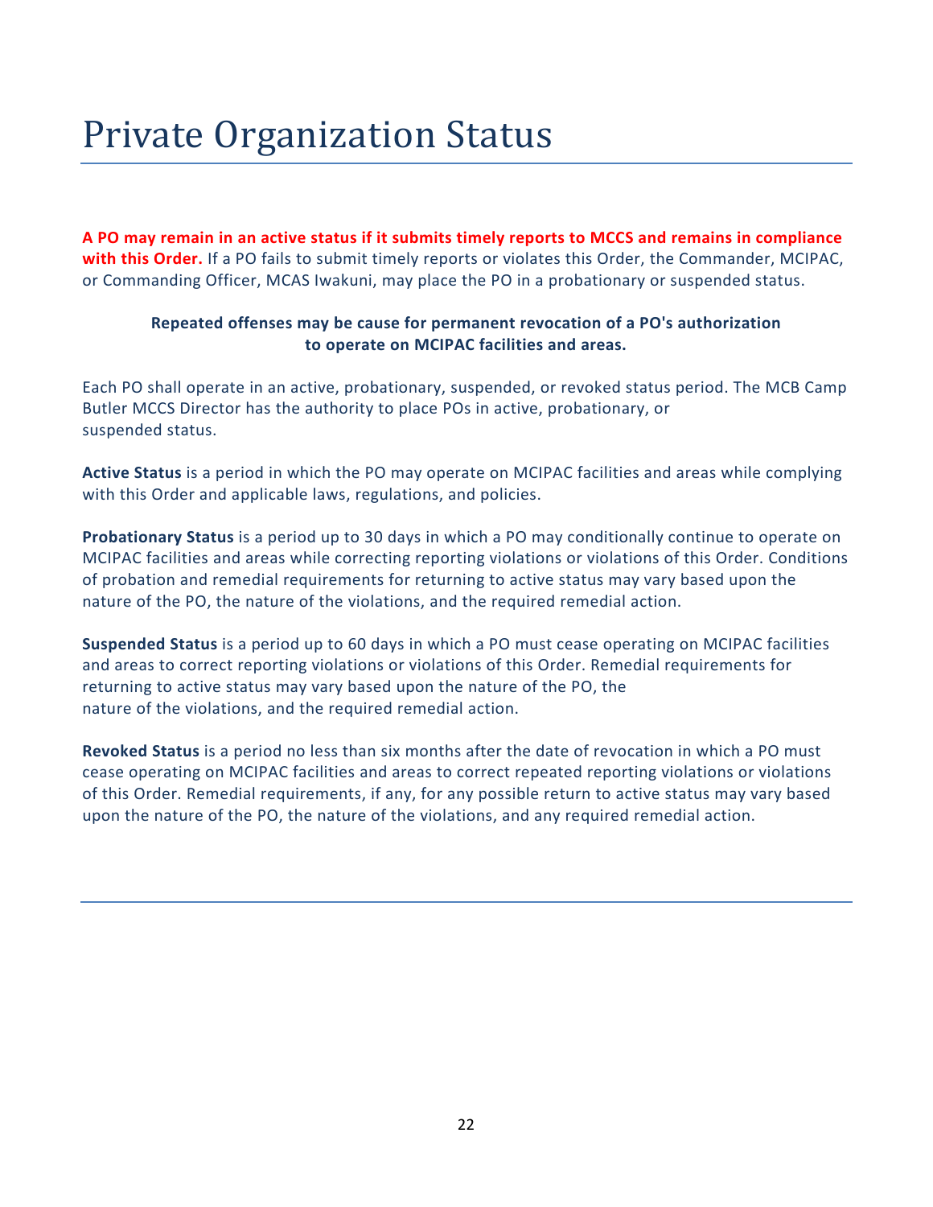# Private Organization Status

**A PO may remain in an active status if it submits timely reports to MCCS and remains in compliance with this Order.** If a PO fails to submit timely reports or violates this Order, the Commander, MCIPAC, or Commanding Officer, MCAS Iwakuni, may place the PO in a probationary or suspended status.

**Repeated offenses may be cause for permanent revocation of a PO's authorization to operate on MCIPAC facilities and areas.**

Each PO shall operate in an active, probationary, suspended, or revoked status period. The MCB Camp Butler MCCS Director has the authority to place POs in active, probationary, or suspended status.

**Active Status** is a period in which the PO may operate on MCIPAC facilities and areas while complying with this Order and applicable laws, regulations, and policies.

**Probationary Status** is a period up to 30 days in which a PO may conditionally continue to operate on MCIPAC facilities and areas while correcting reporting violations or violations of this Order. Conditions of probation and remedial requirements for returning to active status may vary based upon the nature of the PO, the nature of the violations, and the required remedial action.

**Suspended Status** is a period up to 60 days in which a PO must cease operating on MCIPAC facilities and areas to correct reporting violations or violations of this Order. Remedial requirements for returning to active status may vary based upon the nature of the PO, the nature of the violations, and the required remedial action.

**Revoked Status** is a period no less than six months after the date of revocation in which a PO must cease operating on MCIPAC facilities and areas to correct repeated reporting violations or violations of this Order. Remedial requirements, if any, for any possible return to active status may vary based upon the nature of the PO, the nature of the violations, and any required remedial action.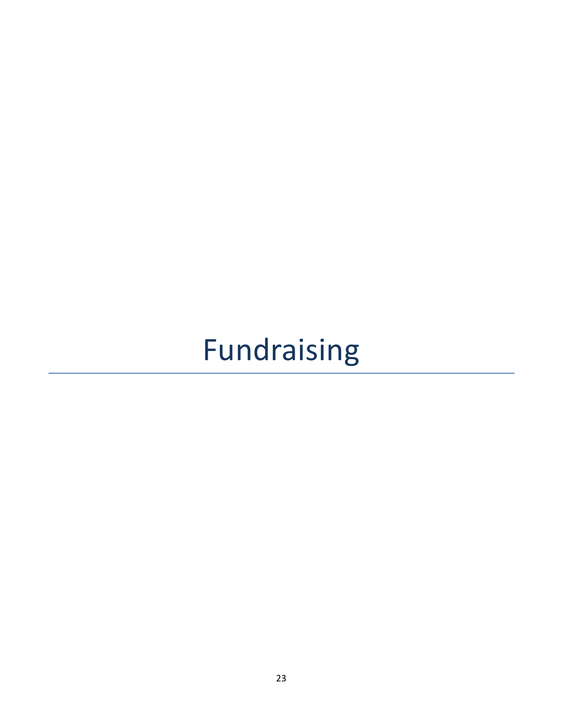# Fundraising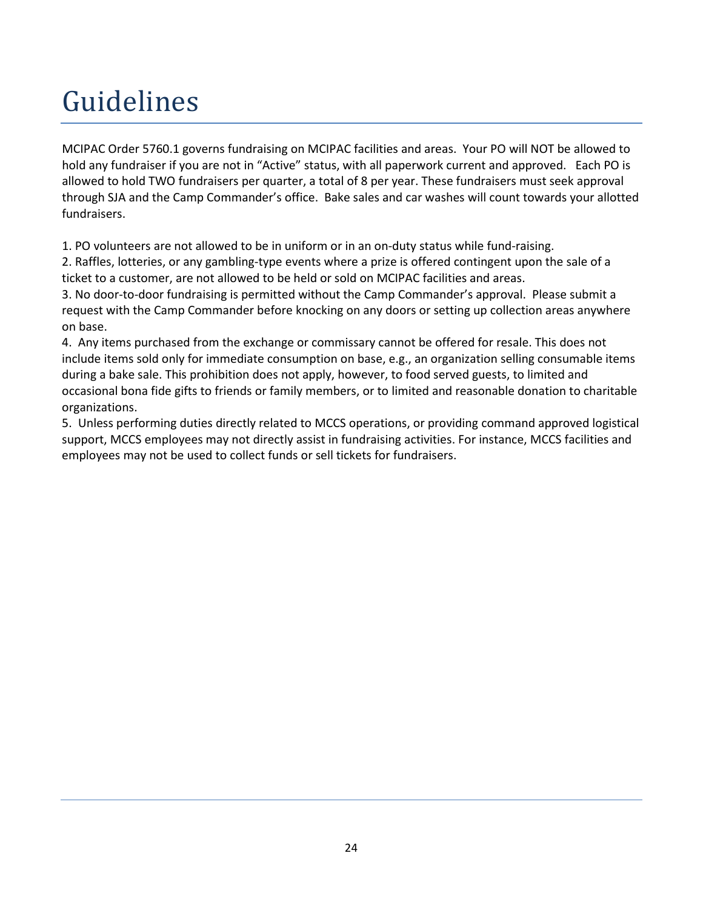# Guidelines

MCIPAC Order 5760.1 governs fundraising on MCIPAC facilities and areas. Your PO will NOT be allowed to hold any fundraiser if you are not in “Active” status, with all paperwork current and approved. Each PO is allowed to hold TWO fundraisers per quarter, a total of 8 per year. These fundraisers must seek approval through SJA and the Camp Commander’s office. Bake sales and car washes will count towards your allotted fundraisers.

1. PO volunteers are not allowed to be in uniform or in an on-duty status while fund-raising.
2. Raffles, lotteries, or any gambling-type events where a prize is offered contingent upon the sale of a ticket to a customer, are not allowed to be held or sold on MCIPAC facilities and areas.
3. No door-to-door fundraising is permitted without the Camp Commander’s approval. Please submit a request with the Camp Commander before knocking on any doors or setting up collection areas anywhere on base.
4. Any items purchased from the exchange or commissary cannot be offered for resale. This does not include items sold only for immediate consumption on base, e.g., an organization selling consumable items during a bake sale. This prohibition does not apply, however, to food served guests, to limited and occasional bona fide gifts to friends or family members, or to limited and reasonable donation to charitable organizations.
5. Unless performing duties directly related to MCCS operations, or providing command approved logistical support, MCCS employees may not directly assist in fundraising activities. For instance, MCCS facilities and employees may not be used to collect funds or sell tickets for fundraisers.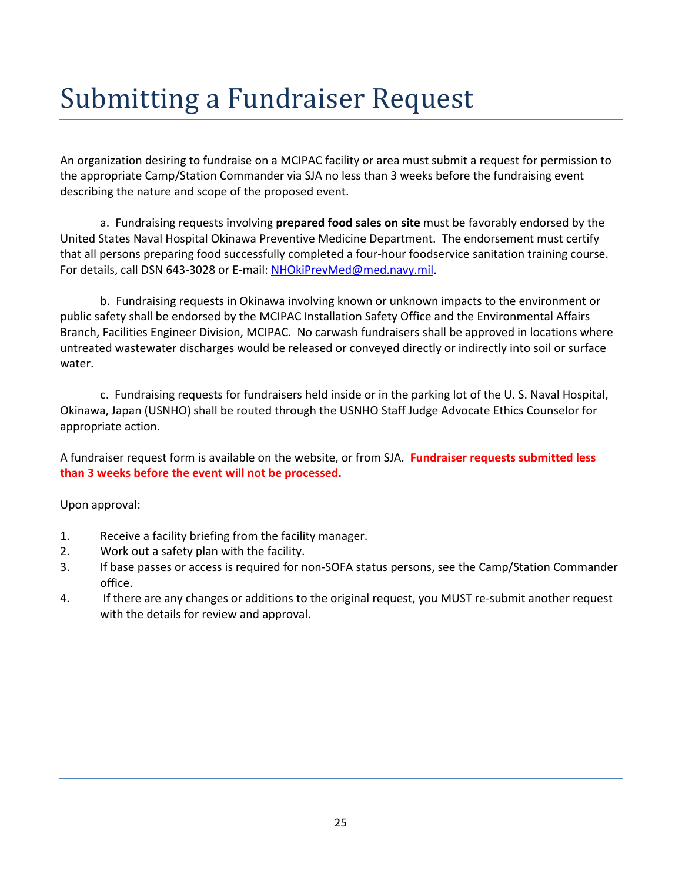# Submitting a Fundraiser Request

An organization desiring to fundraise on a MCIPAC facility or area must submit a request for permission to the appropriate Camp/Station Commander via SJA no less than 3 weeks before the fundraising event describing the nature and scope of the proposed event.

a. Fundraising requests involving **prepared food sales on site** must be favorably endorsed by the United States Naval Hospital Okinawa Preventive Medicine Department. The endorsement must certify that all persons preparing food successfully completed a four-hour foodservice sanitation training course. For details, call DSN 643-3028 or E-mail: [NHOkiPrevMed@med.navy.mil](mailto:NHOkiPrevMed@med.navy.mil).

b. Fundraising requests in Okinawa involving known or unknown impacts to the environment or public safety shall be endorsed by the MCIPAC Installation Safety Office and the Environmental Affairs Branch, Facilities Engineer Division, MCIPAC. No carwash fundraisers shall be approved in locations where untreated wastewater discharges would be released or conveyed directly or indirectly into soil or surface water.

c. Fundraising requests for fundraisers held inside or in the parking lot of the U. S. Naval Hospital, Okinawa, Japan (USNHO) shall be routed through the USNHO Staff Judge Advocate Ethics Counselor for appropriate action.

A fundraiser request form is available on the website, or from SJA. **Fundraiser requests submitted less than 3 weeks before the event will not be processed.**

Upon approval:

1. Receive a facility briefing from the facility manager.
2. Work out a safety plan with the facility.
3. If base passes or access is required for non-SOFA status persons, see the Camp/Station Commander office.
4. If there are any changes or additions to the original request, you MUST re-submit another request with the details for review and approval.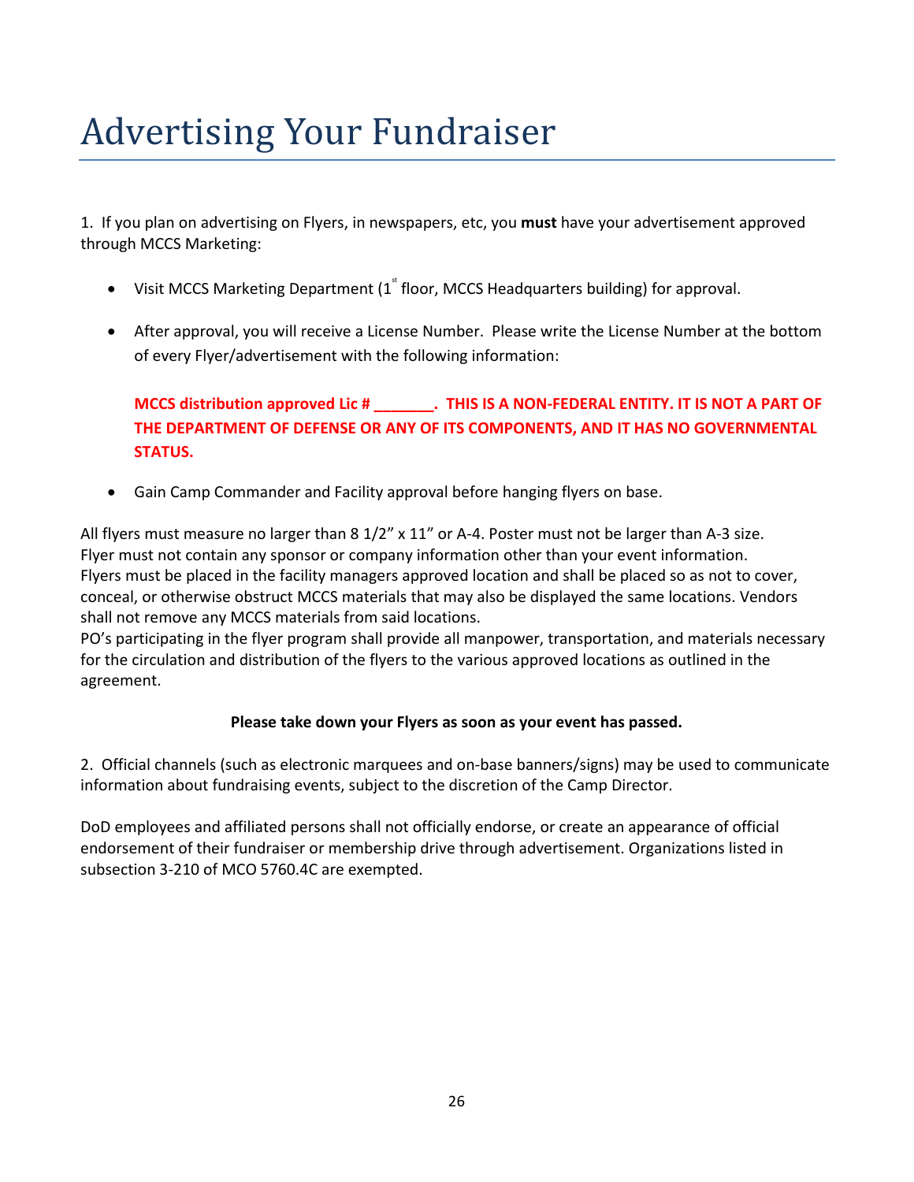# Advertising Your Fundraiser

1. If you plan on advertising on Flyers, in newspapers, etc, you **must** have your advertisement approved through MCCS Marketing:

- Visit MCCS Marketing Department (1st floor, MCCS Headquarters building) for approval.
- After approval, you will receive a License Number. Please write the License Number at the bottom of every Flyer/advertisement with the following information:

  **MCCS distribution approved Lic # _______. THIS IS A NON-FEDERAL ENTITY. IT IS NOT A PART OF THE DEPARTMENT OF DEFENSE OR ANY OF ITS COMPONENTS, AND IT HAS NO GOVERNMENTAL STATUS.**

- Gain Camp Commander and Facility approval before hanging flyers on base.

All flyers must measure no larger than 8 1/2" x 11" or A-4. Poster must not be larger than A-3 size.
Flyer must not contain any sponsor or company information other than your event information.
Flyers must be placed in the facility managers approved location and shall be placed so as not to cover, conceal, or otherwise obstruct MCCS materials that may also be displayed the same locations. Vendors shall not remove any MCCS materials from said locations.
PO's participating in the flyer program shall provide all manpower, transportation, and materials necessary for the circulation and distribution of the flyers to the various approved locations as outlined in the agreement.

**Please take down your Flyers as soon as your event has passed.**

2. Official channels (such as electronic marquees and on-base banners/signs) may be used to communicate information about fundraising events, subject to the discretion of the Camp Director.

DoD employees and affiliated persons shall not officially endorse, or create an appearance of official endorsement of their fundraiser or membership drive through advertisement. Organizations listed in subsection 3-210 of MCO 5760.4C are exempted.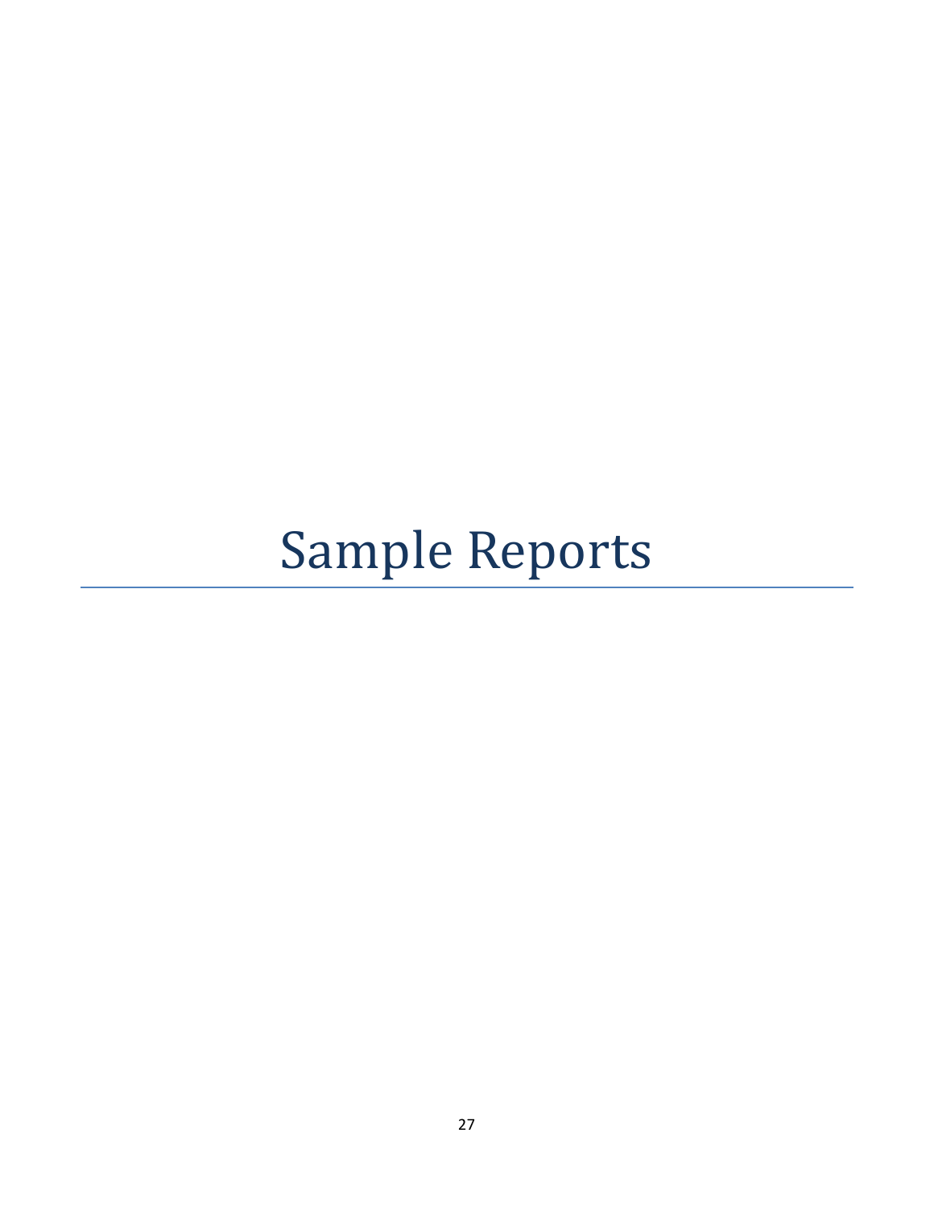# Sample Reports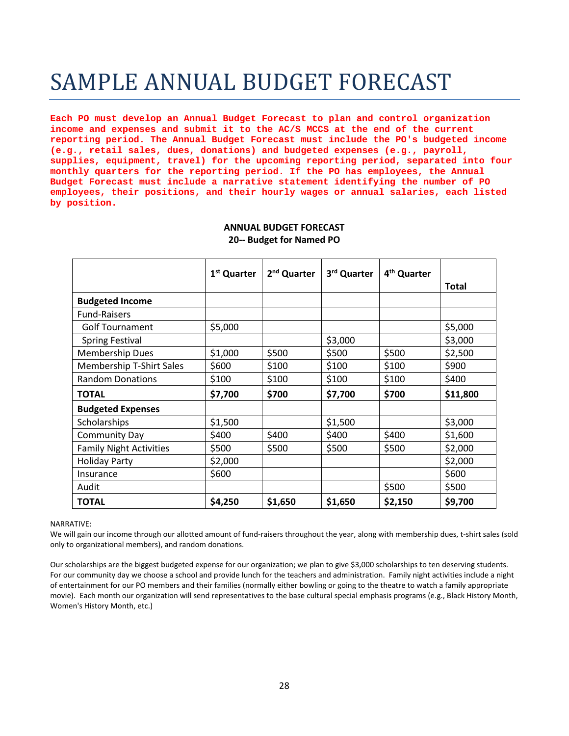# SAMPLE ANNUAL BUDGET FORECAST

**Each PO must develop an Annual Budget Forecast to plan and control organization income and expenses and submit it to the AC/S MCCS at the end of the current reporting period. The Annual Budget Forecast must include the PO's budgeted income (e.g., retail sales, dues, donations) and budgeted expenses (e.g., payroll, supplies, equipment, travel) for the upcoming reporting period, separated into four monthly quarters for the reporting period. If the PO has employees, the Annual Budget Forecast must include a narrative statement identifying the number of PO employees, their positions, and their hourly wages or annual salaries, each listed by position.**

**ANNUAL BUDGET FORECAST**
**20-- Budget for Named PO**

| | 1st Quarter | 2nd Quarter | 3rd Quarter | 4th Quarter | Total |
|---|---|---|---|---|---|
| **Budgeted Income** | | | | | |
| Fund-Raisers | | | | | |
| Golf Tournament | $5,000 | | | | $5,000 |
| Spring Festival | | | $3,000 | | $3,000 |
| Membership Dues | $1,000 | $500 | $500 | $500 | $2,500 |
| Membership T-Shirt Sales | $600 | $100 | $100 | $100 | $900 |
| Random Donations | $100 | $100 | $100 | $100 | $400 |
| **TOTAL** | **$7,700** | **$700** | **$7,700** | **$700** | **$11,800** |
| **Budgeted Expenses** | | | | | |
| Scholarships | $1,500 | | $1,500 | | $3,000 |
| Community Day | $400 | $400 | $400 | $400 | $1,600 |
| Family Night Activities | $500 | $500 | $500 | $500 | $2,000 |
| Holiday Party | $2,000 | | | | $2,000 |
| Insurance | $600 | | | | $600 |
| Audit | | | | $500 | $500 |
| **TOTAL** | **$4,250** | **$1,650** | **$1,650** | **$2,150** | **$9,700** |

NARRATIVE:
We will gain our income through our allotted amount of fund-raisers throughout the year, along with membership dues, t-shirt sales (sold only to organizational members), and random donations.

Our scholarships are the biggest budgeted expense for our organization; we plan to give $3,000 scholarships to ten deserving students. For our community day we choose a school and provide lunch for the teachers and administration. Family night activities include a night of entertainment for our PO members and their families (normally either bowling or going to the theatre to watch a family appropriate movie). Each month our organization will send representatives to the base cultural special emphasis programs (e.g., Black History Month, Women's History Month, etc.)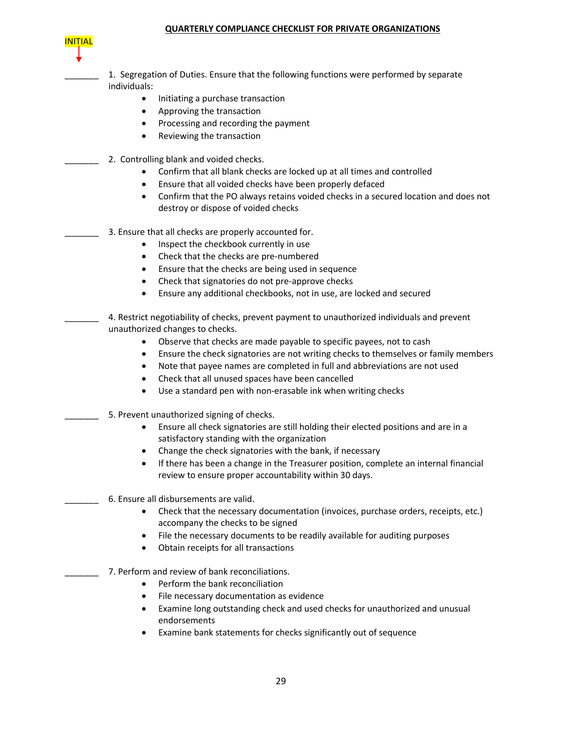**QUARTERLY COMPLIANCE CHECKLIST FOR PRIVATE ORGANIZATIONS**

INITIAL

_______ 1. Segregation of Duties. Ensure that the following functions were performed by separate individuals:

- Initiating a purchase transaction
- Approving the transaction
- Processing and recording the payment
- Reviewing the transaction

_______ 2. Controlling blank and voided checks.

- Confirm that all blank checks are locked up at all times and controlled
- Ensure that all voided checks have been properly defaced
- Confirm that the PO always retains voided checks in a secured location and does not destroy or dispose of voided checks

_______ 3. Ensure that all checks are properly accounted for.

- Inspect the checkbook currently in use
- Check that the checks are pre-numbered
- Ensure that the checks are being used in sequence
- Check that signatories do not pre-approve checks
- Ensure any additional checkbooks, not in use, are locked and secured

_______ 4. Restrict negotiability of checks, prevent payment to unauthorized individuals and prevent unauthorized changes to checks.

- Observe that checks are made payable to specific payees, not to cash
- Ensure the check signatories are not writing checks to themselves or family members
- Note that payee names are completed in full and abbreviations are not used
- Check that all unused spaces have been cancelled
- Use a standard pen with non-erasable ink when writing checks

_______ 5. Prevent unauthorized signing of checks.

- Ensure all check signatories are still holding their elected positions and are in a satisfactory standing with the organization
- Change the check signatories with the bank, if necessary
- If there has been a change in the Treasurer position, complete an internal financial review to ensure proper accountability within 30 days.

_______ 6. Ensure all disbursements are valid.

- Check that the necessary documentation (invoices, purchase orders, receipts, etc.) accompany the checks to be signed
- File the necessary documents to be readily available for auditing purposes
- Obtain receipts for all transactions

_______ 7. Perform and review of bank reconciliations.

- Perform the bank reconciliation
- File necessary documentation as evidence
- Examine long outstanding check and used checks for unauthorized and unusual endorsements
- Examine bank statements for checks significantly out of sequence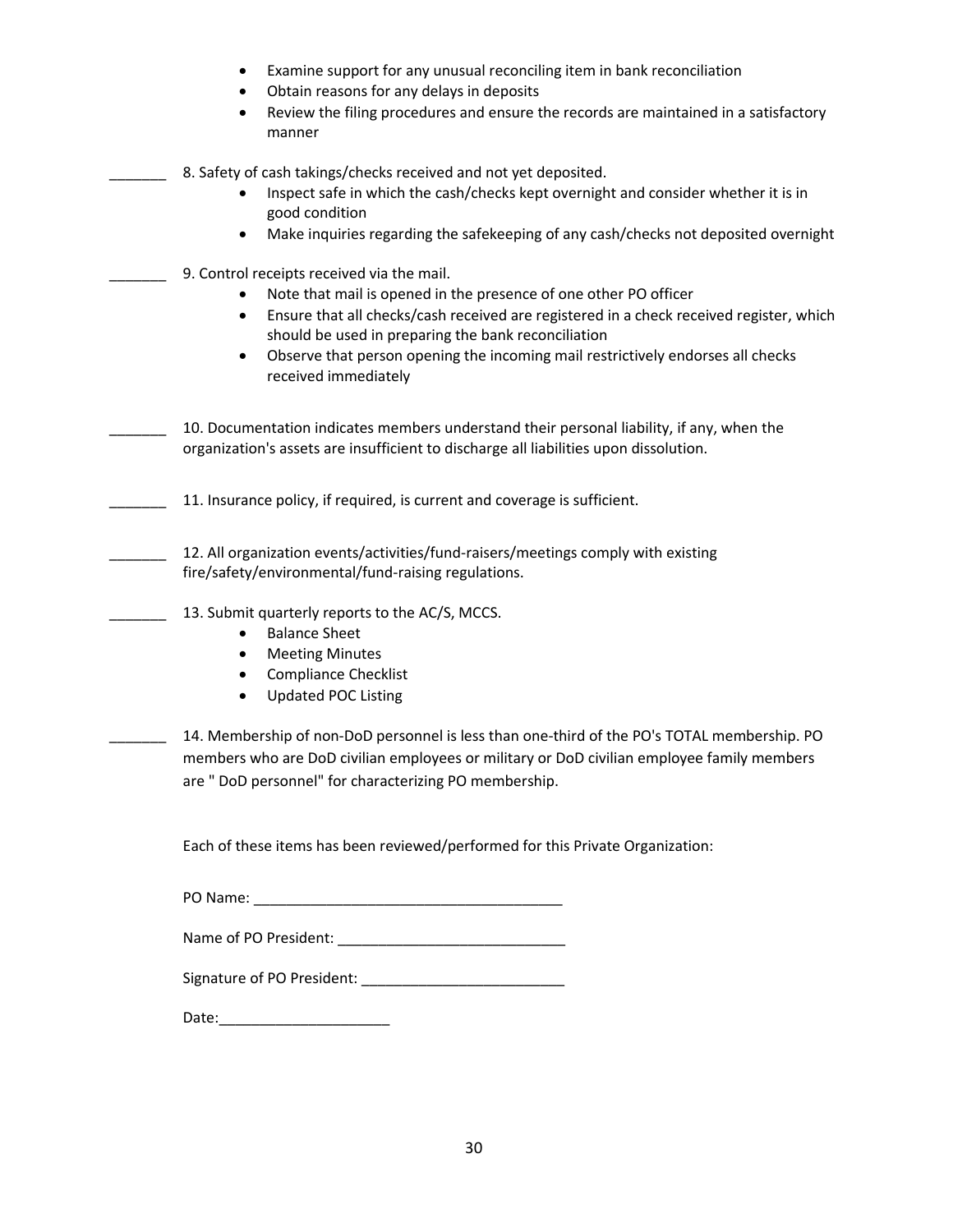- Examine support for any unusual reconciling item in bank reconciliation
- Obtain reasons for any delays in deposits
- Review the filing procedures and ensure the records are maintained in a satisfactory manner

_______ 8. Safety of cash takings/checks received and not yet deposited.

- Inspect safe in which the cash/checks kept overnight and consider whether it is in good condition
- Make inquiries regarding the safekeeping of any cash/checks not deposited overnight

_______ 9. Control receipts received via the mail.

- Note that mail is opened in the presence of one other PO officer
- Ensure that all checks/cash received are registered in a check received register, which should be used in preparing the bank reconciliation
- Observe that person opening the incoming mail restrictively endorses all checks received immediately

_______ 10. Documentation indicates members understand their personal liability, if any, when the organization's assets are insufficient to discharge all liabilities upon dissolution.

_______ 11. Insurance policy, if required, is current and coverage is sufficient.

_______ 12. All organization events/activities/fund-raisers/meetings comply with existing fire/safety/environmental/fund-raising regulations.

_______ 13. Submit quarterly reports to the AC/S, MCCS.

- Balance Sheet
- Meeting Minutes
- Compliance Checklist
- Updated POC Listing

_______ 14. Membership of non-DoD personnel is less than one-third of the PO's TOTAL membership. PO members who are DoD civilian employees or military or DoD civilian employee family members are " DoD personnel" for characterizing PO membership.

Each of these items has been reviewed/performed for this Private Organization:

PO Name: ______________________________________

Name of PO President: ____________________________

Signature of PO President: _________________________

Date:_____________________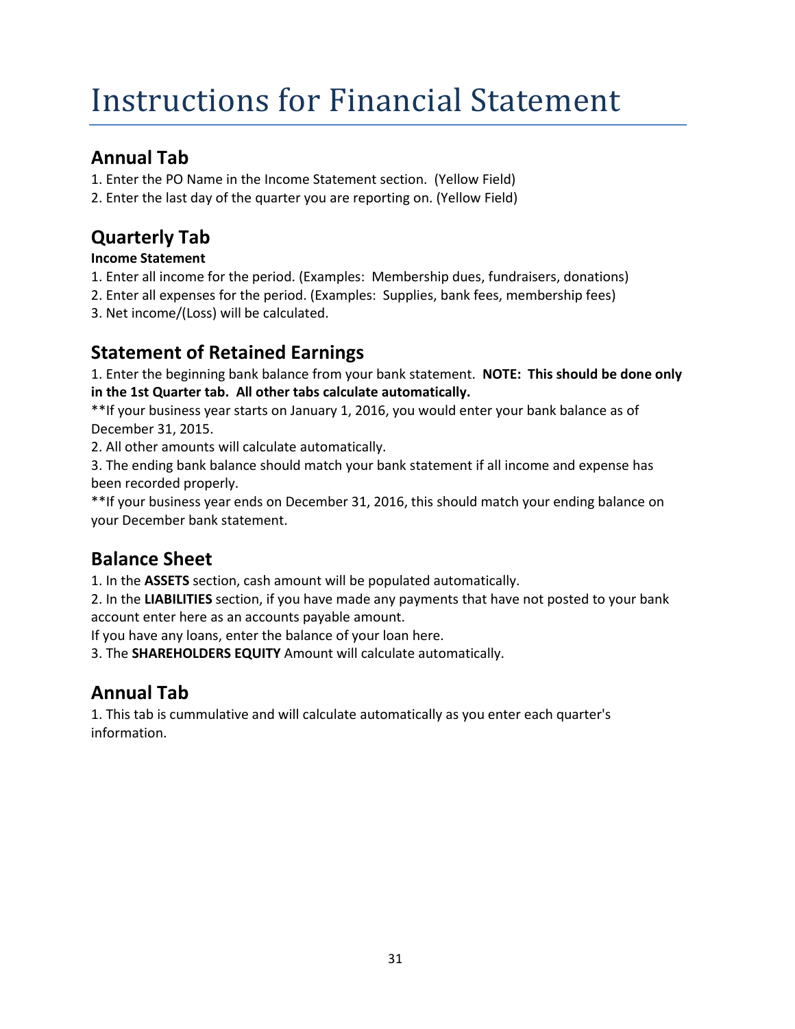# Instructions for Financial Statement

## Annual Tab

1. Enter the PO Name in the Income Statement section. (Yellow Field)
2. Enter the last day of the quarter you are reporting on. (Yellow Field)

## Quarterly Tab

**Income Statement**

1. Enter all income for the period. (Examples: Membership dues, fundraisers, donations)
2. Enter all expenses for the period. (Examples: Supplies, bank fees, membership fees)
3. Net income/(Loss) will be calculated.

## Statement of Retained Earnings

1. Enter the beginning bank balance from your bank statement. **NOTE: This should be done only in the 1st Quarter tab. All other tabs calculate automatically.**

**If your business year starts on January 1, 2016, you would enter your bank balance as of December 31, 2015.

2. All other amounts will calculate automatically.
3. The ending bank balance should match your bank statement if all income and expense has been recorded properly.

**If your business year ends on December 31, 2016, this should match your ending balance on your December bank statement.

## Balance Sheet

1. In the **ASSETS** section, cash amount will be populated automatically.
2. In the **LIABILITIES** section, if you have made any payments that have not posted to your bank account enter here as an accounts payable amount.

If you have any loans, enter the balance of your loan here.

3. The **SHAREHOLDERS EQUITY** Amount will calculate automatically.

## Annual Tab

1. This tab is cummulative and will calculate automatically as you enter each quarter's information.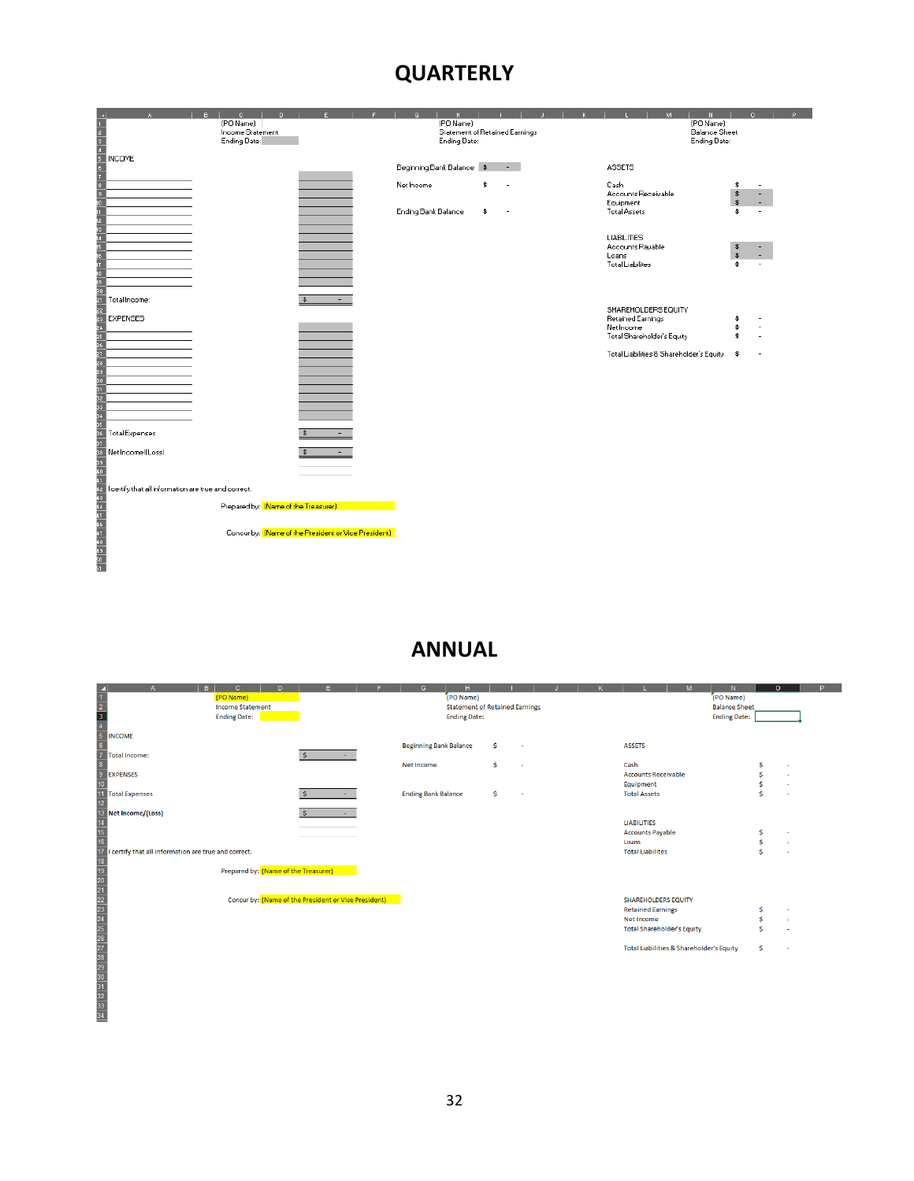# QUARTERLY

| | | | |
|---|---|---|---|
| (PO Name) | | | |
| Income Statement | | | |
| Ending Date: | | | |
| | | | |
| INCOME | | | |
| Total Income | $ - | | |
| EXPENSES | | | |
| Total Expenses | $ - | | |
| Net Income/(Loss) | $ - | | |

| | | |
|---|---|---|
| (PO Name) | | |
| Statement of Retained Earnings | | |
| Ending Date: | | |
| Beginning Bank Balance | $ | - |
| Net Income | $ | - |
| Ending Bank Balance | $ | - |

| | | |
|---|---|---|
| (PO Name) | | |
| Balance Sheet | | |
| Ending Date: | | |
| ASSETS | | |
| Cash | $ | - |
| Accounts Receivable | $ | - |
| Equipment | $ | - |
| Total Assets | $ | - |
| LIABILITIES | | |
| Accounts Payable | $ | - |
| Loans | $ | - |
| Total Liabilites | $ | - |
| SHAREHOLDERS EQUITY | | |
| Retained Earnings | $ | - |
| Net Income | $ | - |
| Total Shareholder's Equity | $ | - |
| Total Liabilities & Shareholder's Equity | $ | - |

I certify that all information are true and correct.

Prepared by: (Name of the Treasurer)

Concur by: (Name of the President or Vice President)

# ANNUAL

| | | | |
|---|---|---|---|
| (PO Name) | | | |
| Income Statement | | | |
| Ending Date: | | | |
| INCOME | | | |
| Total Income: | $ - | | |
| EXPENSES | | | |
| Total Expenses | $ - | | |
| **Net Income/(Loss)** | $ - | | |

| | | |
|---|---|---|
| (PO Name) | | |
| Statement of Retained Earnings | | |
| Ending Date: | | |
| Beginning Bank Balance | $ | - |
| Net Income | $ | - |
| Ending Bank Balance | $ | - |

| | | |
|---|---|---|
| (PO Name) | | |
| Balance Sheet | | |
| Ending Date: | | |
| ASSETS | | |
| Cash | $ | - |
| Accounts Receivable | $ | - |
| Equipment | $ | - |
| Total Assets | $ | - |
| LIABILITIES | | |
| Accounts Payable | $ | - |
| Loans | $ | - |
| Total Liabilites | $ | - |
| SHAREHOLDERS EQUITY | | |
| Retained Earnings | $ | - |
| Net Income | $ | - |
| Total Shareholder's Equity | $ | - |
| Total Liabilities & Shareholder's Equity | $ | - |

I certify that all information are true and correct.

Prepared by: (Name of the Treasurer)

Concur by: (Name of the President or Vice President)